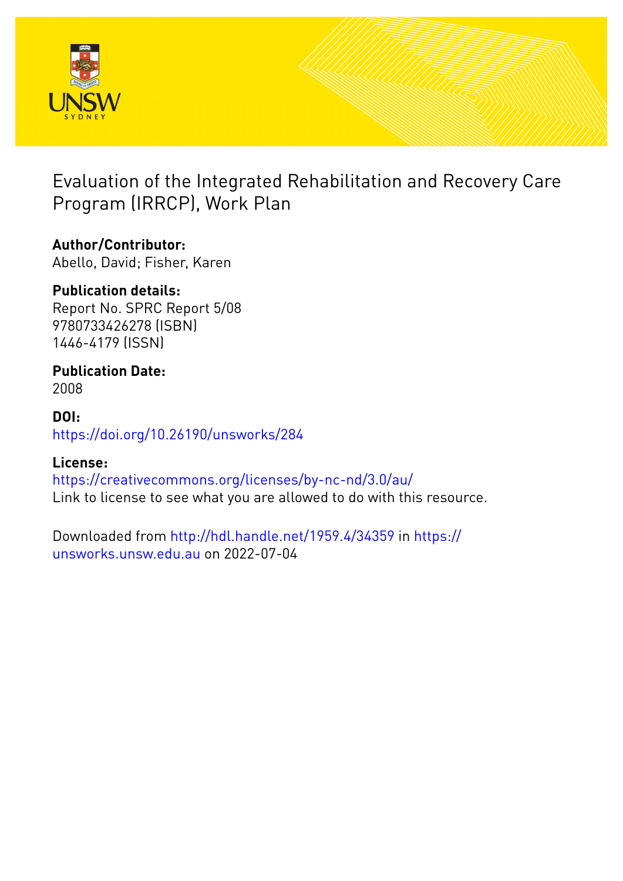# Evaluation of the Integrated Rehabilitation and Recovery Care Program (IRRCP), Work Plan

**Author/Contributor:**
Abello, David; Fisher, Karen

**Publication details:**
Report No. SPRC Report 5/08
9780733426278 (ISBN)
1446-4179 (ISSN)

**Publication Date:**
2008

**DOI:**
https://doi.org/10.26190/unsworks/284

**License:**
https://creativecommons.org/licenses/by-nc-nd/3.0/au/
Link to license to see what you are allowed to do with this resource.

Downloaded from http://hdl.handle.net/1959.4/34359 in https://unsworks.unsw.edu.au on 2022-07-04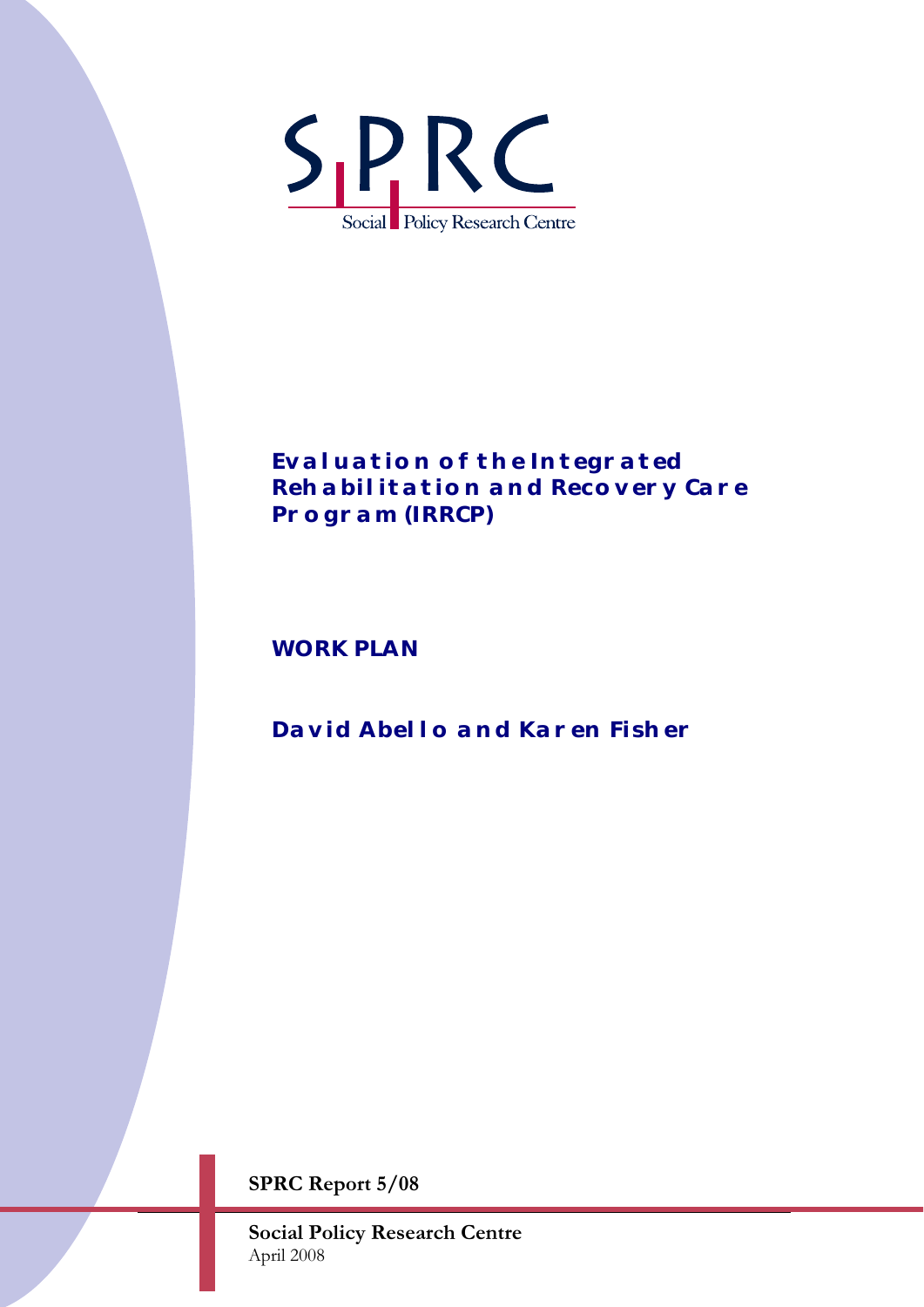Social Policy Research Centre

# Evaluation of the Integrated Rehabilitation and Recovery Care Program (IRRCP)

## WORK PLAN

**David Abello and Karen Fisher**

**SPRC Report 5/08**

**Social Policy Research Centre**
April 2008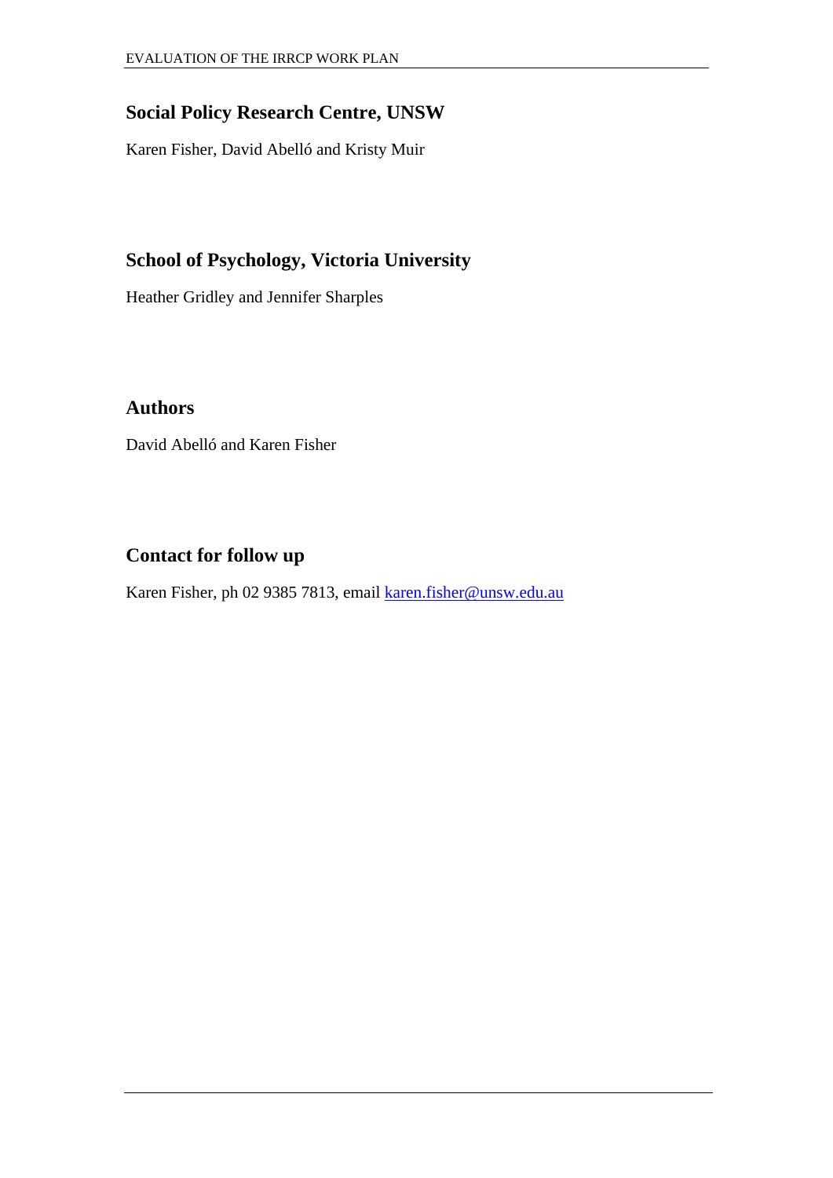## Social Policy Research Centre, UNSW

Karen Fisher, David Abelló and Kristy Muir

## School of Psychology, Victoria University

Heather Gridley and Jennifer Sharples

## Authors

David Abelló and Karen Fisher

## Contact for follow up

Karen Fisher, ph 02 9385 7813, email karen.fisher@unsw.edu.au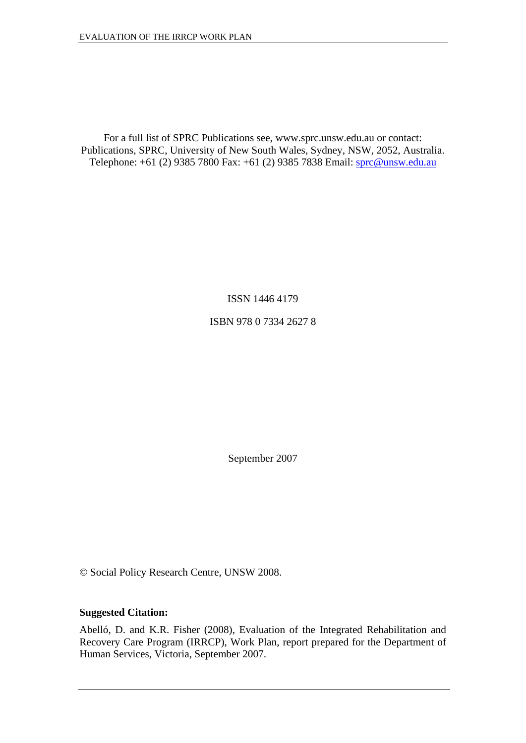For a full list of SPRC Publications see, www.sprc.unsw.edu.au or contact: Publications, SPRC, University of New South Wales, Sydney, NSW, 2052, Australia. Telephone: +61 (2) 9385 7800 Fax: +61 (2) 9385 7838 Email: sprc@unsw.edu.au

ISSN 1446 4179

ISBN 978 0 7334 2627 8

September 2007

© Social Policy Research Centre, UNSW 2008.

**Suggested Citation:**

Abelló, D. and K.R. Fisher (2008), Evaluation of the Integrated Rehabilitation and Recovery Care Program (IRRCP), Work Plan, report prepared for the Department of Human Services, Victoria, September 2007.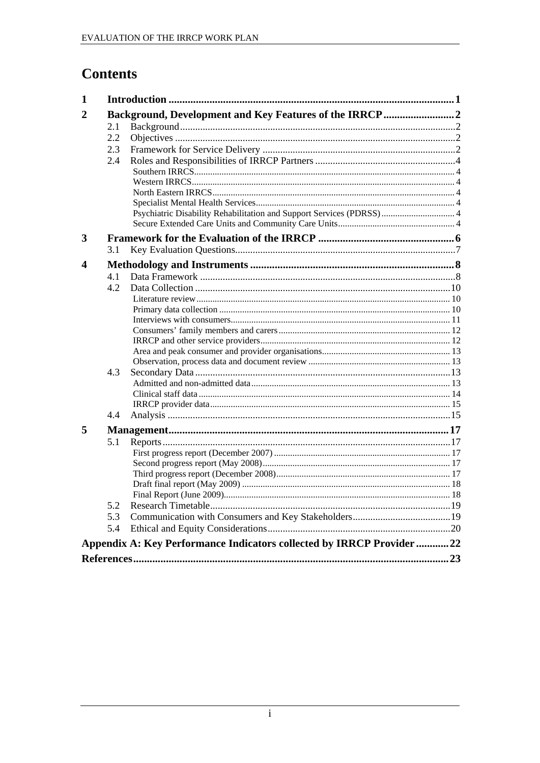# Contents

| | | |
|---|---|---|
| **1** | **Introduction** | **1** |
| **2** | **Background, Development and Key Features of the IRRCP** | **2** |
| 2.1 | Background | 2 |
| 2.2 | Objectives | 2 |
| 2.3 | Framework for Service Delivery | 2 |
| 2.4 | Roles and Responsibilities of IRRCP Partners | 4 |
| | Southern IRRCS | 4 |
| | Western IRRCS | 4 |
| | North Eastern IRRCS | 4 |
| | Specialist Mental Health Services | 4 |
| | Psychiatric Disability Rehabilitation and Support Services (PDRSS) | 4 |
| | Secure Extended Care Units and Community Care Units | 4 |
| **3** | **Framework for the Evaluation of the IRRCP** | **6** |
| 3.1 | Key Evaluation Questions | 7 |
| **4** | **Methodology and Instruments** | **8** |
| 4.1 | Data Framework | 8 |
| 4.2 | Data Collection | 10 |
| | Literature review | 10 |
| | Primary data collection | 10 |
| | Interviews with consumers | 11 |
| | Consumers' family members and carers | 12 |
| | IRRCP and other service providers | 12 |
| | Area and peak consumer and provider organisations | 13 |
| | Observation, process data and document review | 13 |
| 4.3 | Secondary Data | 13 |
| | Admitted and non-admitted data | 13 |
| | Clinical staff data | 14 |
| | IRRCP provider data | 15 |
| 4.4 | Analysis | 15 |
| **5** | **Management** | **17** |
| 5.1 | Reports | 17 |
| | First progress report (December 2007) | 17 |
| | Second progress report (May 2008) | 17 |
| | Third progress report (December 2008) | 17 |
| | Draft final report (May 2009) | 18 |
| | Final Report (June 2009) | 18 |
| 5.2 | Research Timetable | 19 |
| 5.3 | Communication with Consumers and Key Stakeholders | 19 |
| 5.4 | Ethical and Equity Considerations | 20 |
| | **Appendix A: Key Performance Indicators collected by IRRCP Provider** | **22** |
| | **References** | **23** |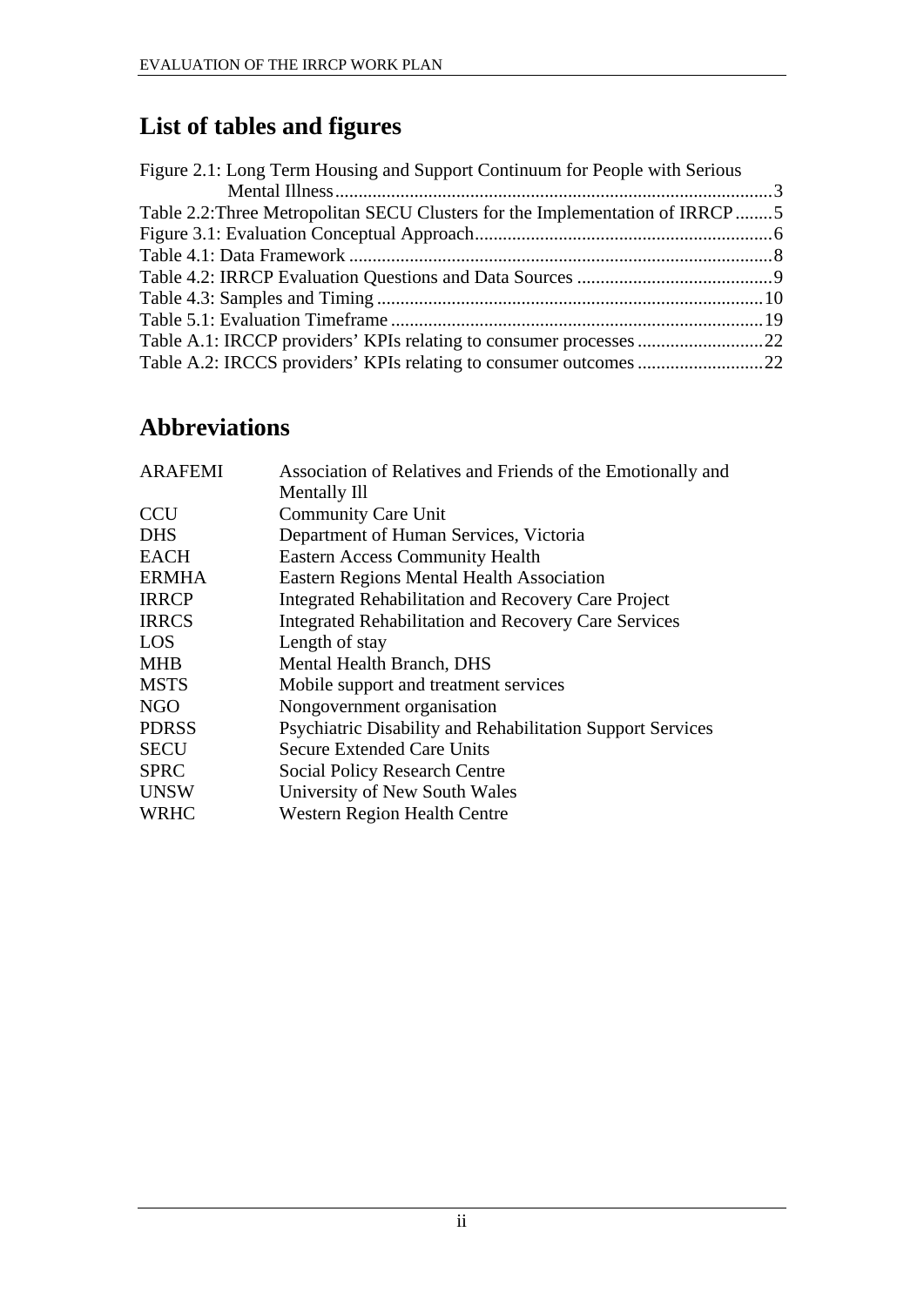## List of tables and figures

Figure 2.1: Long Term Housing and Support Continuum for People with Serious Mental Illness..............................................................................................3
Table 2.2:Three Metropolitan SECU Clusters for the Implementation of IRRCP........5
Figure 3.1: Evaluation Conceptual Approach................................................................6
Table 4.1: Data Framework ...........................................................................................8
Table 4.2: IRRCP Evaluation Questions and Data Sources ..........................................9
Table 4.3: Samples and Timing ..................................................................................10
Table 5.1: Evaluation Timeframe ................................................................................19
Table A.1: IRCCP providers' KPIs relating to consumer processes ...........................22
Table A.2: IRCCS providers' KPIs relating to consumer outcomes ...........................22

## Abbreviations

| | |
|---|---|
| ARAFEMI | Association of Relatives and Friends of the Emotionally and Mentally Ill |
| CCU | Community Care Unit |
| DHS | Department of Human Services, Victoria |
| EACH | Eastern Access Community Health |
| ERMHA | Eastern Regions Mental Health Association |
| IRRCP | Integrated Rehabilitation and Recovery Care Project |
| IRRCS | Integrated Rehabilitation and Recovery Care Services |
| LOS | Length of stay |
| MHB | Mental Health Branch, DHS |
| MSTS | Mobile support and treatment services |
| NGO | Nongovernment organisation |
| PDRSS | Psychiatric Disability and Rehabilitation Support Services |
| SECU | Secure Extended Care Units |
| SPRC | Social Policy Research Centre |
| UNSW | University of New South Wales |
| WRHC | Western Region Health Centre |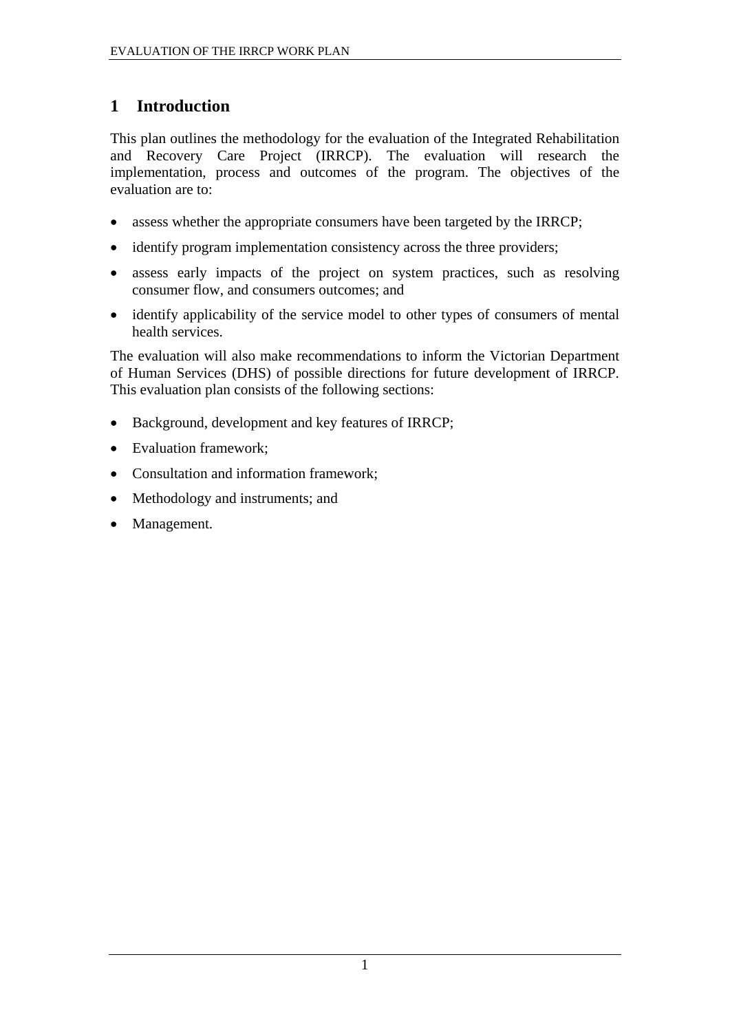# 1 Introduction

This plan outlines the methodology for the evaluation of the Integrated Rehabilitation and Recovery Care Project (IRRCP). The evaluation will research the implementation, process and outcomes of the program. The objectives of the evaluation are to:

- assess whether the appropriate consumers have been targeted by the IRRCP;
- identify program implementation consistency across the three providers;
- assess early impacts of the project on system practices, such as resolving consumer flow, and consumers outcomes; and
- identify applicability of the service model to other types of consumers of mental health services.

The evaluation will also make recommendations to inform the Victorian Department of Human Services (DHS) of possible directions for future development of IRRCP. This evaluation plan consists of the following sections:

- Background, development and key features of IRRCP;
- Evaluation framework;
- Consultation and information framework;
- Methodology and instruments; and
- Management.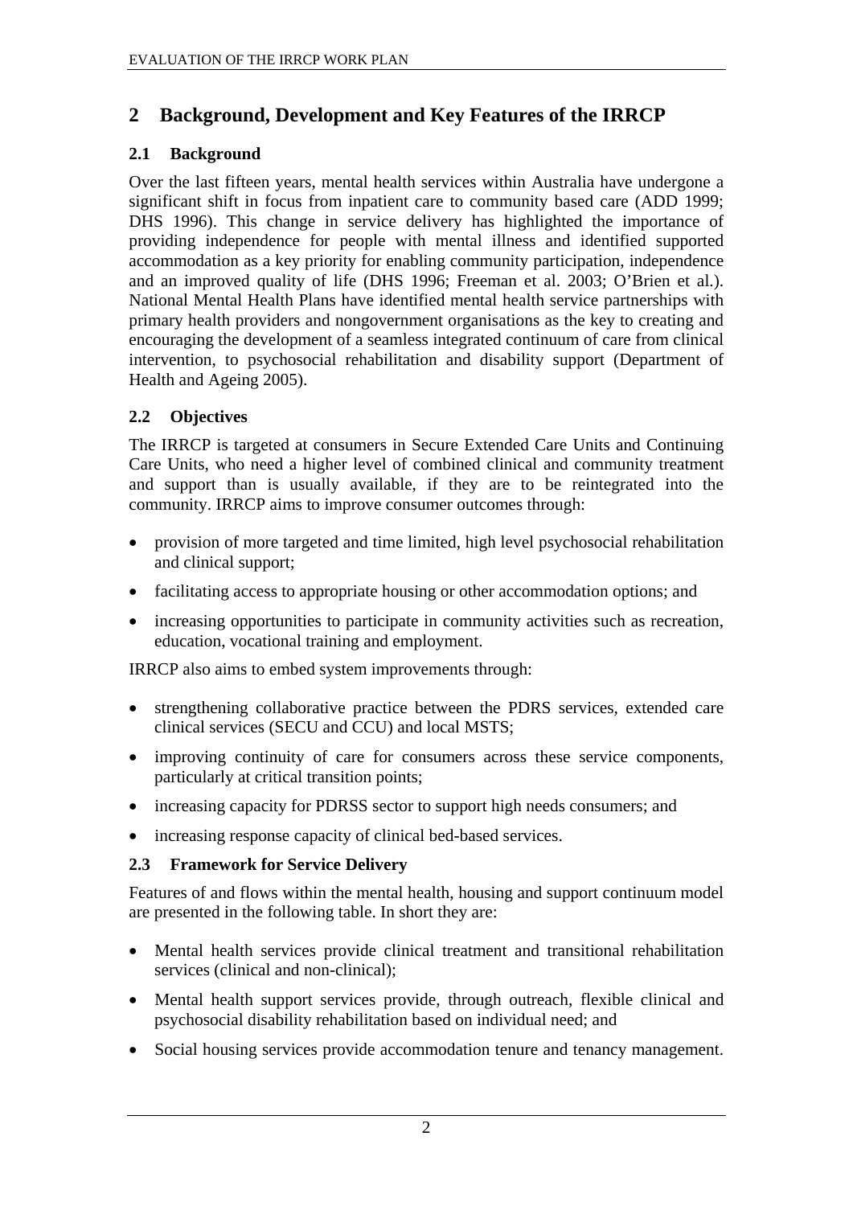# 2 Background, Development and Key Features of the IRRCP

## 2.1 Background

Over the last fifteen years, mental health services within Australia have undergone a significant shift in focus from inpatient care to community based care (ADD 1999; DHS 1996). This change in service delivery has highlighted the importance of providing independence for people with mental illness and identified supported accommodation as a key priority for enabling community participation, independence and an improved quality of life (DHS 1996; Freeman et al. 2003; O'Brien et al.). National Mental Health Plans have identified mental health service partnerships with primary health providers and nongovernment organisations as the key to creating and encouraging the development of a seamless integrated continuum of care from clinical intervention, to psychosocial rehabilitation and disability support (Department of Health and Ageing 2005).

## 2.2 Objectives

The IRRCP is targeted at consumers in Secure Extended Care Units and Continuing Care Units, who need a higher level of combined clinical and community treatment and support than is usually available, if they are to be reintegrated into the community. IRRCP aims to improve consumer outcomes through:

- provision of more targeted and time limited, high level psychosocial rehabilitation and clinical support;
- facilitating access to appropriate housing or other accommodation options; and
- increasing opportunities to participate in community activities such as recreation, education, vocational training and employment.

IRRCP also aims to embed system improvements through:

- strengthening collaborative practice between the PDRS services, extended care clinical services (SECU and CCU) and local MSTS;
- improving continuity of care for consumers across these service components, particularly at critical transition points;
- increasing capacity for PDRSS sector to support high needs consumers; and
- increasing response capacity of clinical bed-based services.

## 2.3 Framework for Service Delivery

Features of and flows within the mental health, housing and support continuum model are presented in the following table. In short they are:

- Mental health services provide clinical treatment and transitional rehabilitation services (clinical and non-clinical);
- Mental health support services provide, through outreach, flexible clinical and psychosocial disability rehabilitation based on individual need; and
- Social housing services provide accommodation tenure and tenancy management.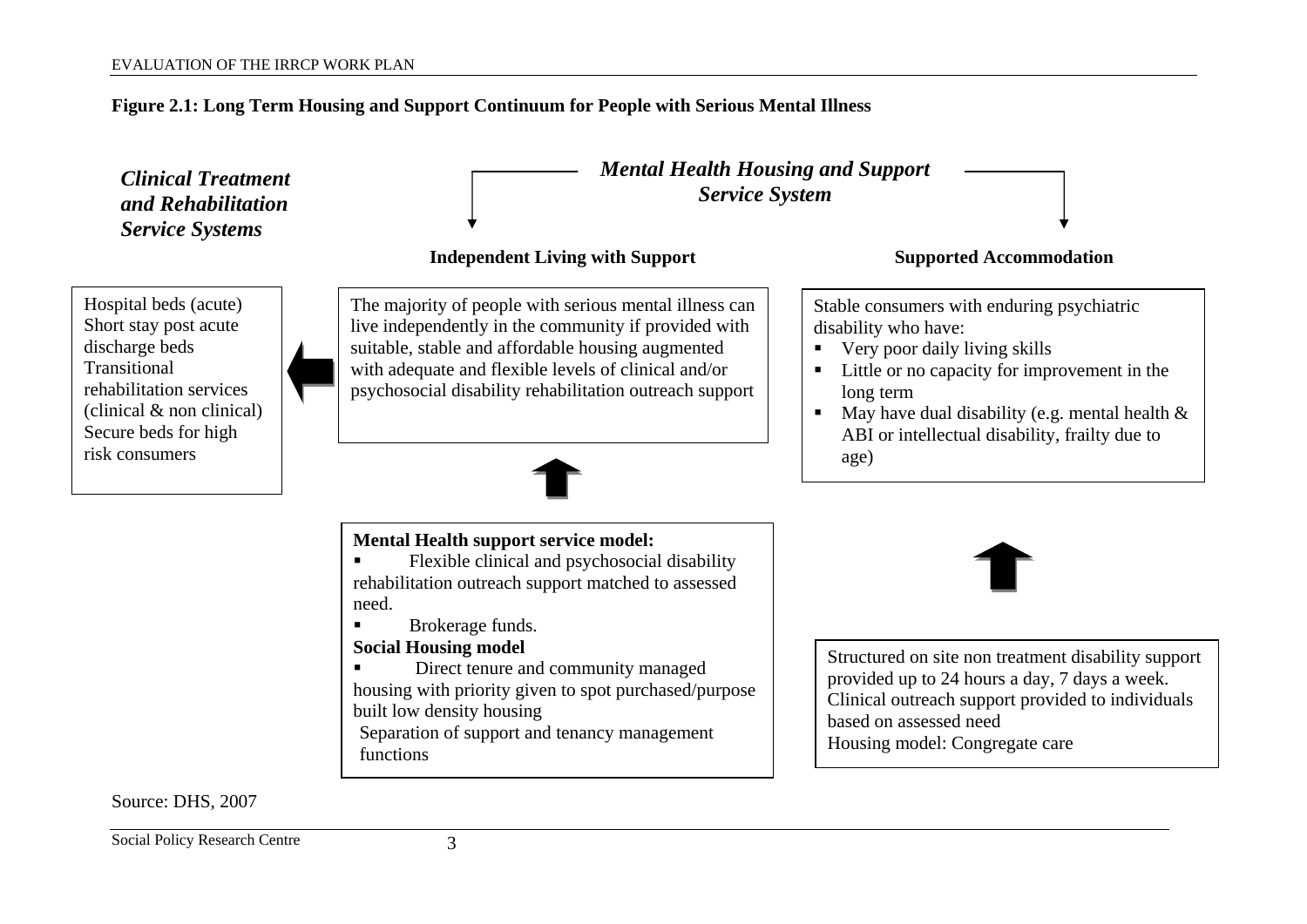**Figure 2.1: Long Term Housing and Support Continuum for People with Serious Mental Illness**

***Clinical Treatment and Rehabilitation Service Systems***

Hospital beds (acute)
Short stay post acute discharge beds
Transitional rehabilitation services (clinical & non clinical)
Secure beds for high risk consumers

***Mental Health Housing and Support Service System***

**Independent Living with Support**

The majority of people with serious mental illness can live independently in the community if provided with suitable, stable and affordable housing augmented with adequate and flexible levels of clinical and/or psychosocial disability rehabilitation outreach support

**Mental Health support service model:**

- Flexible clinical and psychosocial disability rehabilitation outreach support matched to assessed need.
- Brokerage funds.

**Social Housing model**

- Direct tenure and community managed housing with priority given to spot purchased/purpose built low density housing

Separation of support and tenancy management functions

**Supported Accommodation**

Stable consumers with enduring psychiatric disability who have:

- Very poor daily living skills
- Little or no capacity for improvement in the long term
- May have dual disability (e.g. mental health & ABI or intellectual disability, frailty due to age)

Structured on site non treatment disability support provided up to 24 hours a day, 7 days a week.
Clinical outreach support provided to individuals based on assessed need
Housing model: Congregate care

Source: DHS, 2007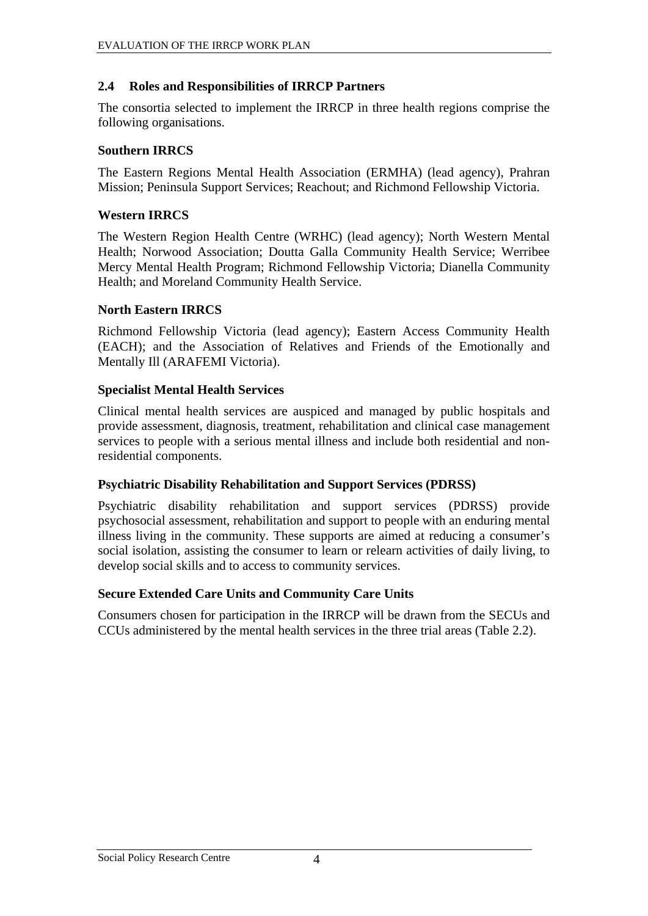## 2.4 Roles and Responsibilities of IRRCP Partners

The consortia selected to implement the IRRCP in three health regions comprise the following organisations.

### Southern IRRCS

The Eastern Regions Mental Health Association (ERMHA) (lead agency), Prahran Mission; Peninsula Support Services; Reachout; and Richmond Fellowship Victoria.

### Western IRRCS

The Western Region Health Centre (WRHC) (lead agency); North Western Mental Health; Norwood Association; Doutta Galla Community Health Service; Werribee Mercy Mental Health Program; Richmond Fellowship Victoria; Dianella Community Health; and Moreland Community Health Service.

### North Eastern IRRCS

Richmond Fellowship Victoria (lead agency); Eastern Access Community Health (EACH); and the Association of Relatives and Friends of the Emotionally and Mentally Ill (ARAFEMI Victoria).

### Specialist Mental Health Services

Clinical mental health services are auspiced and managed by public hospitals and provide assessment, diagnosis, treatment, rehabilitation and clinical case management services to people with a serious mental illness and include both residential and non-residential components.

### Psychiatric Disability Rehabilitation and Support Services (PDRSS)

Psychiatric disability rehabilitation and support services (PDRSS) provide psychosocial assessment, rehabilitation and support to people with an enduring mental illness living in the community. These supports are aimed at reducing a consumer's social isolation, assisting the consumer to learn or relearn activities of daily living, to develop social skills and to access to community services.

### Secure Extended Care Units and Community Care Units

Consumers chosen for participation in the IRRCP will be drawn from the SECUs and CCUs administered by the mental health services in the three trial areas (Table 2.2).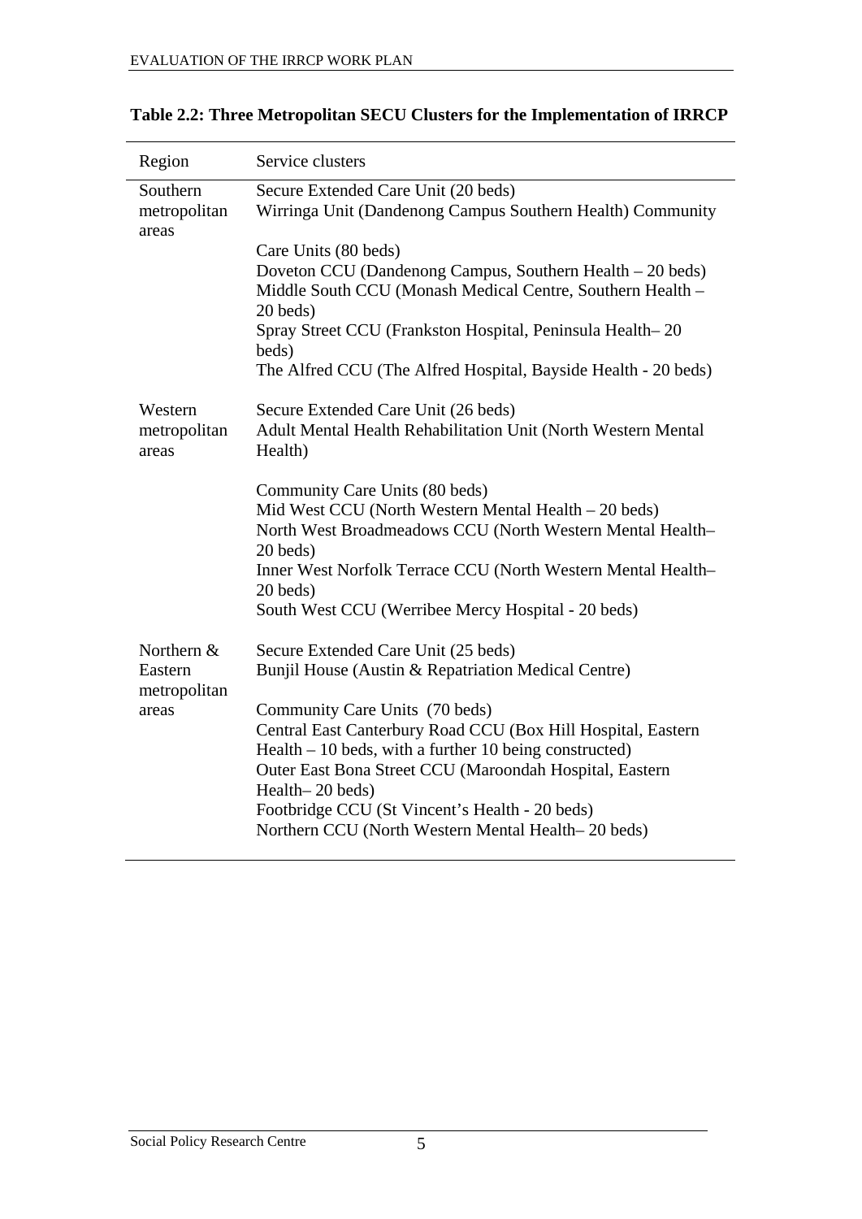**Table 2.2: Three Metropolitan SECU Clusters for the Implementation of IRRCP**

| Region | Service clusters |
|---|---|
| Southern metropolitan areas | Secure Extended Care Unit (20 beds)<br>Wirringa Unit (Dandenong Campus Southern Health) Community<br><br>Care Units (80 beds)<br>Doveton CCU (Dandenong Campus, Southern Health – 20 beds)<br>Middle South CCU (Monash Medical Centre, Southern Health – 20 beds)<br>Spray Street CCU (Frankston Hospital, Peninsula Health– 20 beds)<br>The Alfred CCU (The Alfred Hospital, Bayside Health - 20 beds) |
| Western metropolitan areas | Secure Extended Care Unit (26 beds)<br>Adult Mental Health Rehabilitation Unit (North Western Mental Health)<br><br>Community Care Units (80 beds)<br>Mid West CCU (North Western Mental Health – 20 beds)<br>North West Broadmeadows CCU (North Western Mental Health– 20 beds)<br>Inner West Norfolk Terrace CCU (North Western Mental Health– 20 beds)<br>South West CCU (Werribee Mercy Hospital - 20 beds) |
| Northern & Eastern metropolitan areas | Secure Extended Care Unit (25 beds)<br>Bunjil House (Austin & Repatriation Medical Centre)<br><br>Community Care Units (70 beds)<br>Central East Canterbury Road CCU (Box Hill Hospital, Eastern Health – 10 beds, with a further 10 being constructed)<br>Outer East Bona Street CCU (Maroondah Hospital, Eastern Health– 20 beds)<br>Footbridge CCU (St Vincent's Health - 20 beds)<br>Northern CCU (North Western Mental Health– 20 beds) |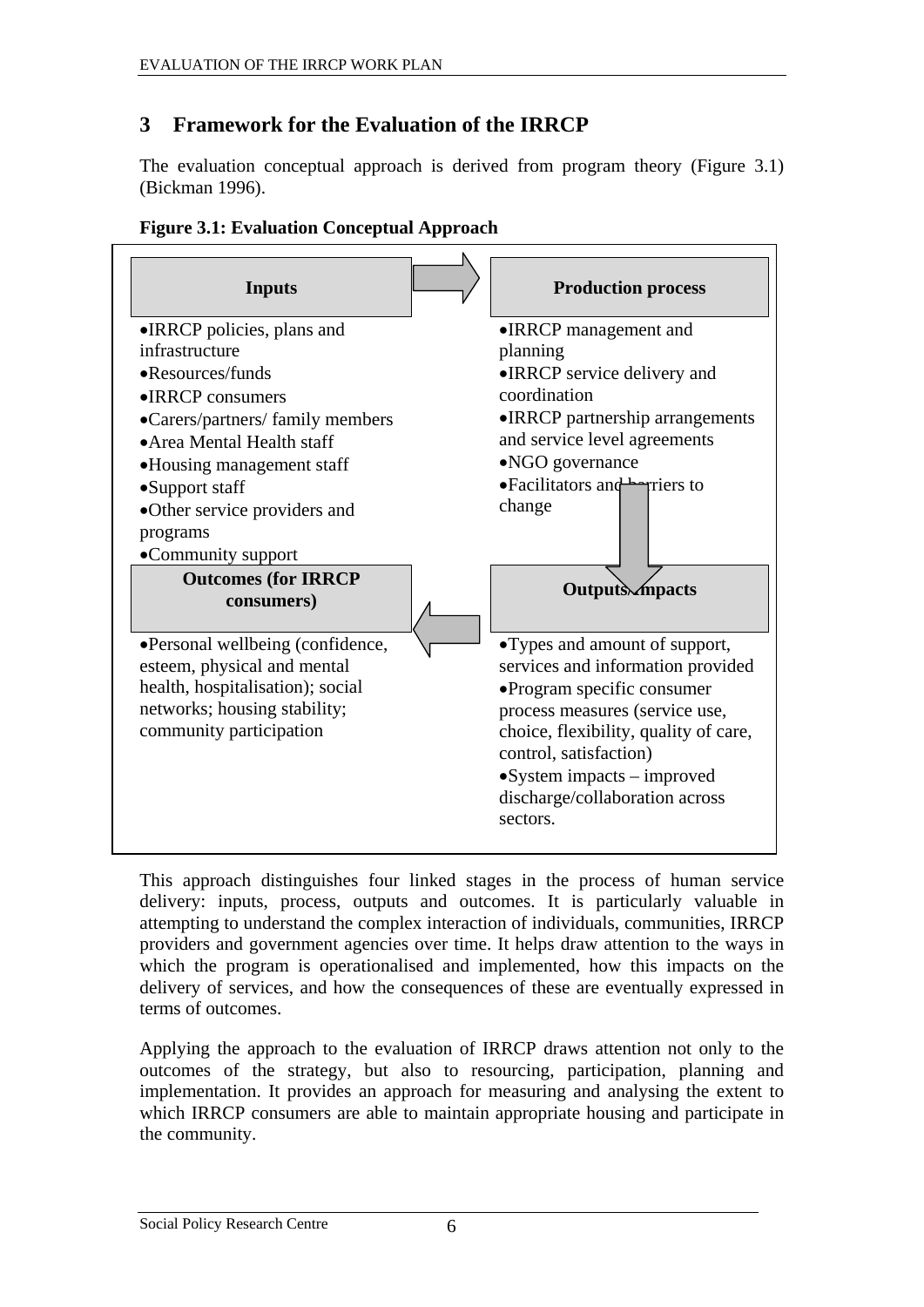# 3 Framework for the Evaluation of the IRRCP

The evaluation conceptual approach is derived from program theory (Figure 3.1) (Bickman 1996).

**Figure 3.1: Evaluation Conceptual Approach**

**Inputs**

- IRRCP policies, plans and infrastructure
- Resources/funds
- IRRCP consumers
- Carers/partners/ family members
- Area Mental Health staff
- Housing management staff
- Support staff
- Other service providers and programs
- Community support

**Production process**

- IRRCP management and planning
- IRRCP service delivery and coordination
- IRRCP partnership arrangements and service level agreements
- NGO governance
- Facilitators and barriers to change

**Outputs/Impacts**

- Types and amount of support, services and information provided
- Program specific consumer process measures (service use, choice, flexibility, quality of care, control, satisfaction)
- System impacts – improved discharge/collaboration across sectors.

**Outcomes (for IRRCP consumers)**

- Personal wellbeing (confidence, esteem, physical and mental health, hospitalisation); social networks; housing stability; community participation

This approach distinguishes four linked stages in the process of human service delivery: inputs, process, outputs and outcomes. It is particularly valuable in attempting to understand the complex interaction of individuals, communities, IRRCP providers and government agencies over time. It helps draw attention to the ways in which the program is operationalised and implemented, how this impacts on the delivery of services, and how the consequences of these are eventually expressed in terms of outcomes.

Applying the approach to the evaluation of IRRCP draws attention not only to the outcomes of the strategy, but also to resourcing, participation, planning and implementation. It provides an approach for measuring and analysing the extent to which IRRCP consumers are able to maintain appropriate housing and participate in the community.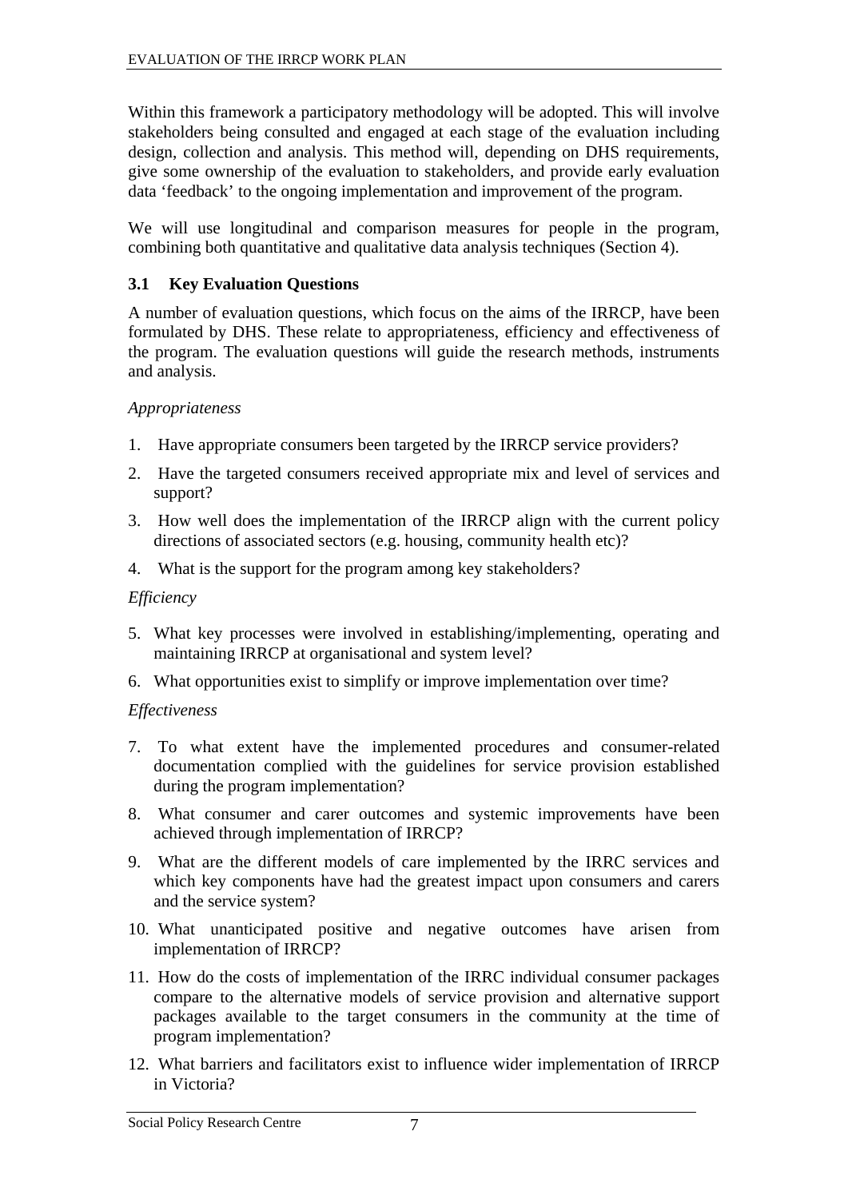Within this framework a participatory methodology will be adopted. This will involve stakeholders being consulted and engaged at each stage of the evaluation including design, collection and analysis. This method will, depending on DHS requirements, give some ownership of the evaluation to stakeholders, and provide early evaluation data 'feedback' to the ongoing implementation and improvement of the program.

We will use longitudinal and comparison measures for people in the program, combining both quantitative and qualitative data analysis techniques (Section 4).

### 3.1 Key Evaluation Questions

A number of evaluation questions, which focus on the aims of the IRRCP, have been formulated by DHS. These relate to appropriateness, efficiency and effectiveness of the program. The evaluation questions will guide the research methods, instruments and analysis.

*Appropriateness*

1. Have appropriate consumers been targeted by the IRRCP service providers?
2. Have the targeted consumers received appropriate mix and level of services and support?
3. How well does the implementation of the IRRCP align with the current policy directions of associated sectors (e.g. housing, community health etc)?
4. What is the support for the program among key stakeholders?

*Efficiency*

5. What key processes were involved in establishing/implementing, operating and maintaining IRRCP at organisational and system level?
6. What opportunities exist to simplify or improve implementation over time?

*Effectiveness*

7. To what extent have the implemented procedures and consumer-related documentation complied with the guidelines for service provision established during the program implementation?
8. What consumer and carer outcomes and systemic improvements have been achieved through implementation of IRRCP?
9. What are the different models of care implemented by the IRRC services and which key components have had the greatest impact upon consumers and carers and the service system?
10. What unanticipated positive and negative outcomes have arisen from implementation of IRRCP?
11. How do the costs of implementation of the IRRC individual consumer packages compare to the alternative models of service provision and alternative support packages available to the target consumers in the community at the time of program implementation?
12. What barriers and facilitators exist to influence wider implementation of IRRCP in Victoria?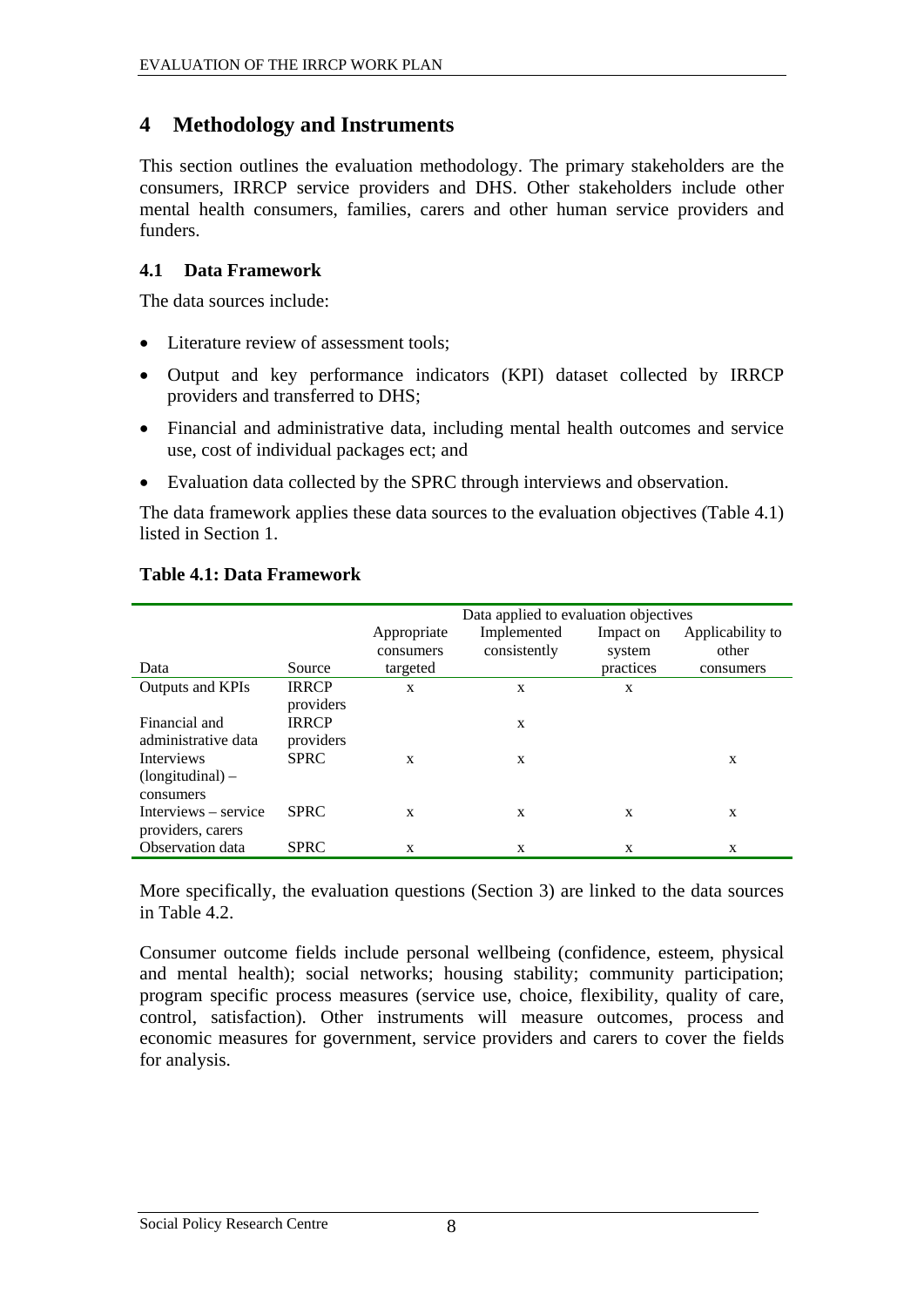# 4 Methodology and Instruments

This section outlines the evaluation methodology. The primary stakeholders are the consumers, IRRCP service providers and DHS. Other stakeholders include other mental health consumers, families, carers and other human service providers and funders.

## 4.1 Data Framework

The data sources include:

- Literature review of assessment tools;
- Output and key performance indicators (KPI) dataset collected by IRRCP providers and transferred to DHS;
- Financial and administrative data, including mental health outcomes and service use, cost of individual packages ect; and
- Evaluation data collected by the SPRC through interviews and observation.

The data framework applies these data sources to the evaluation objectives (Table 4.1) listed in Section 1.

**Table 4.1: Data Framework**

| | | Data applied to evaluation objectives | | | |
|---|---|---|---|---|---|
| Data | Source | Appropriate consumers targeted | Implemented consistently | Impact on system practices | Applicability to other consumers |
| Outputs and KPIs | IRRCP providers | x | x | x | |
| Financial and administrative data | IRRCP providers | | x | | |
| Interviews (longitudinal) – consumers | SPRC | x | x | | x |
| Interviews – service providers, carers | SPRC | x | x | x | x |
| Observation data | SPRC | x | x | x | x |

More specifically, the evaluation questions (Section 3) are linked to the data sources in Table 4.2.

Consumer outcome fields include personal wellbeing (confidence, esteem, physical and mental health); social networks; housing stability; community participation; program specific process measures (service use, choice, flexibility, quality of care, control, satisfaction). Other instruments will measure outcomes, process and economic measures for government, service providers and carers to cover the fields for analysis.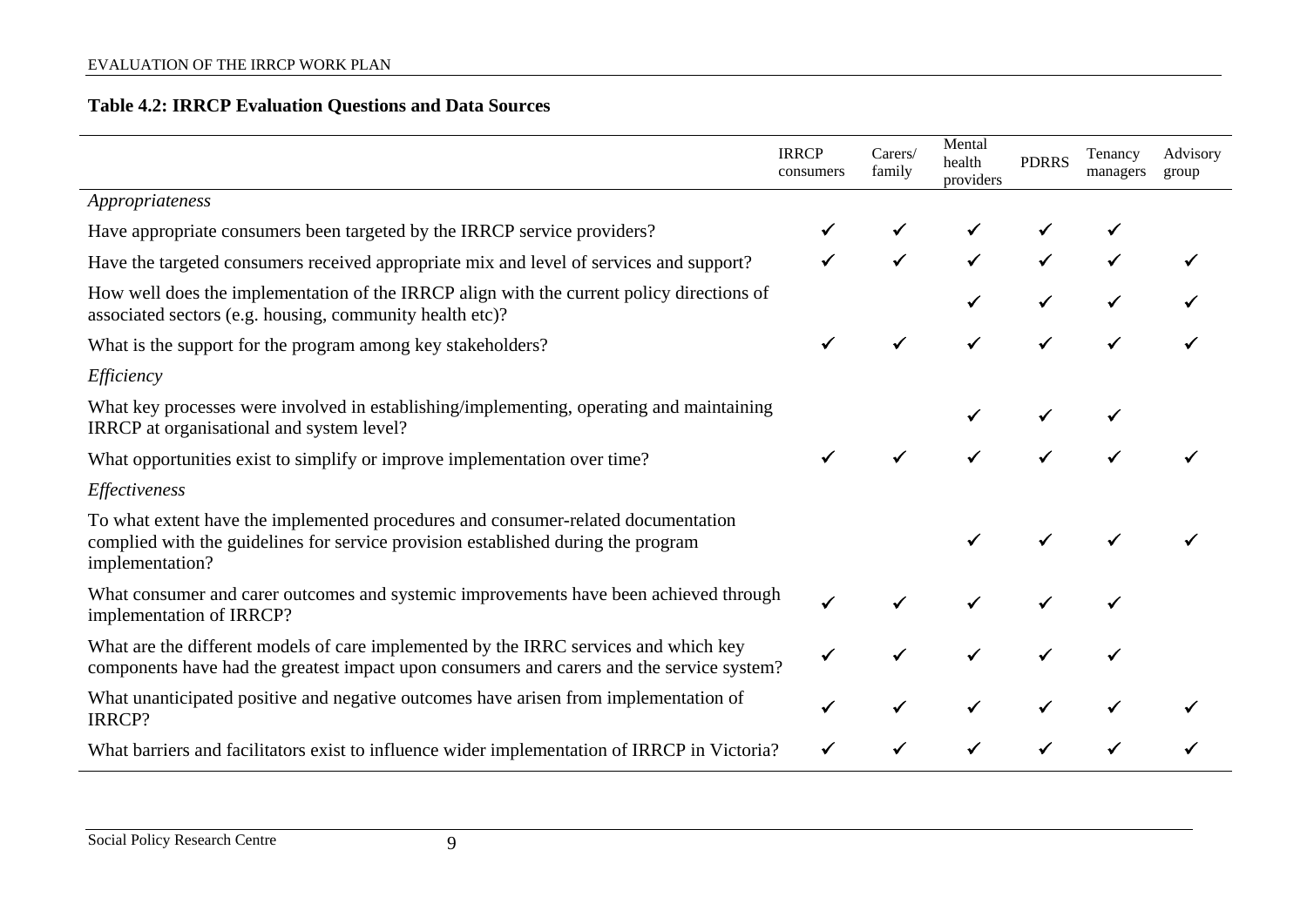**Table 4.2: IRRCP Evaluation Questions and Data Sources**

| | IRRCP consumers | Carers/ family | Mental health providers | PDRRS | Tenancy managers | Advisory group |
|---|---|---|---|---|---|---|
| *Appropriateness* | | | | | | |
| Have appropriate consumers been targeted by the IRRCP service providers? | ✓ | ✓ | ✓ | ✓ | ✓ | |
| Have the targeted consumers received appropriate mix and level of services and support? | ✓ | ✓ | ✓ | ✓ | ✓ | ✓ |
| How well does the implementation of the IRRCP align with the current policy directions of associated sectors (e.g. housing, community health etc)? | | | ✓ | ✓ | ✓ | ✓ |
| What is the support for the program among key stakeholders? | ✓ | ✓ | ✓ | ✓ | ✓ | ✓ |
| *Efficiency* | | | | | | |
| What key processes were involved in establishing/implementing, operating and maintaining IRRCP at organisational and system level? | | | ✓ | ✓ | ✓ | |
| What opportunities exist to simplify or improve implementation over time? | ✓ | ✓ | ✓ | ✓ | ✓ | ✓ |
| *Effectiveness* | | | | | | |
| To what extent have the implemented procedures and consumer-related documentation complied with the guidelines for service provision established during the program implementation? | | | ✓ | ✓ | ✓ | ✓ |
| What consumer and carer outcomes and systemic improvements have been achieved through implementation of IRRCP? | ✓ | ✓ | ✓ | ✓ | ✓ | |
| What are the different models of care implemented by the IRRC services and which key components have had the greatest impact upon consumers and carers and the service system? | ✓ | ✓ | ✓ | ✓ | ✓ | |
| What unanticipated positive and negative outcomes have arisen from implementation of IRRCP? | ✓ | ✓ | ✓ | ✓ | ✓ | ✓ |
| What barriers and facilitators exist to influence wider implementation of IRRCP in Victoria? | ✓ | ✓ | ✓ | ✓ | ✓ | ✓ |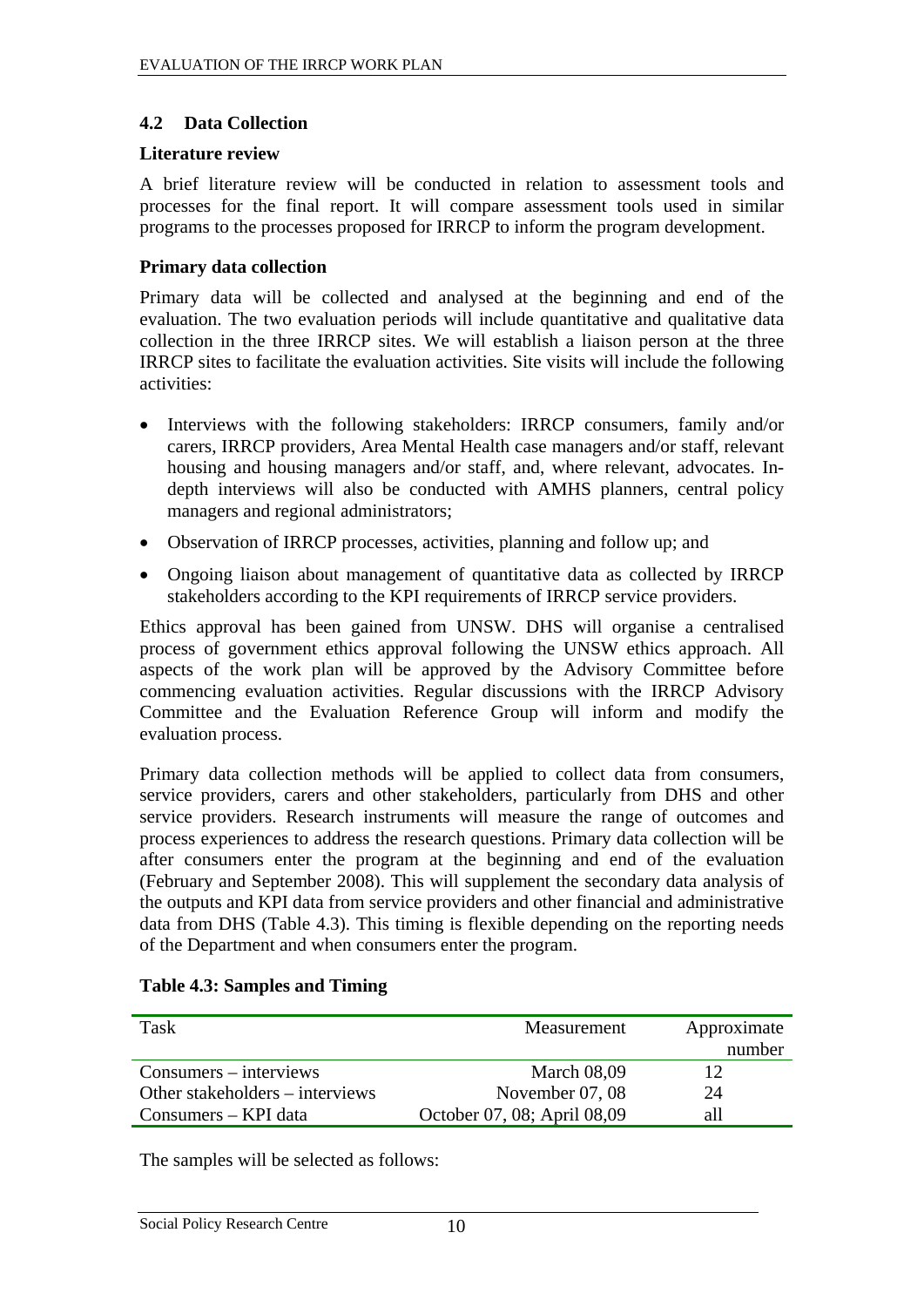## 4.2 Data Collection

### Literature review

A brief literature review will be conducted in relation to assessment tools and processes for the final report. It will compare assessment tools used in similar programs to the processes proposed for IRRCP to inform the program development.

### Primary data collection

Primary data will be collected and analysed at the beginning and end of the evaluation. The two evaluation periods will include quantitative and qualitative data collection in the three IRRCP sites. We will establish a liaison person at the three IRRCP sites to facilitate the evaluation activities. Site visits will include the following activities:

- Interviews with the following stakeholders: IRRCP consumers, family and/or carers, IRRCP providers, Area Mental Health case managers and/or staff, relevant housing and housing managers and/or staff, and, where relevant, advocates. In-depth interviews will also be conducted with AMHS planners, central policy managers and regional administrators;
- Observation of IRRCP processes, activities, planning and follow up; and
- Ongoing liaison about management of quantitative data as collected by IRRCP stakeholders according to the KPI requirements of IRRCP service providers.

Ethics approval has been gained from UNSW. DHS will organise a centralised process of government ethics approval following the UNSW ethics approach. All aspects of the work plan will be approved by the Advisory Committee before commencing evaluation activities. Regular discussions with the IRRCP Advisory Committee and the Evaluation Reference Group will inform and modify the evaluation process.

Primary data collection methods will be applied to collect data from consumers, service providers, carers and other stakeholders, particularly from DHS and other service providers. Research instruments will measure the range of outcomes and process experiences to address the research questions. Primary data collection will be after consumers enter the program at the beginning and end of the evaluation (February and September 2008). This will supplement the secondary data analysis of the outputs and KPI data from service providers and other financial and administrative data from DHS (Table 4.3). This timing is flexible depending on the reporting needs of the Department and when consumers enter the program.

**Table 4.3: Samples and Timing**

| Task | Measurement | Approximate number |
|---|---|---|
| Consumers – interviews | March 08,09 | 12 |
| Other stakeholders – interviews | November 07, 08 | 24 |
| Consumers – KPI data | October 07, 08; April 08,09 | all |

The samples will be selected as follows: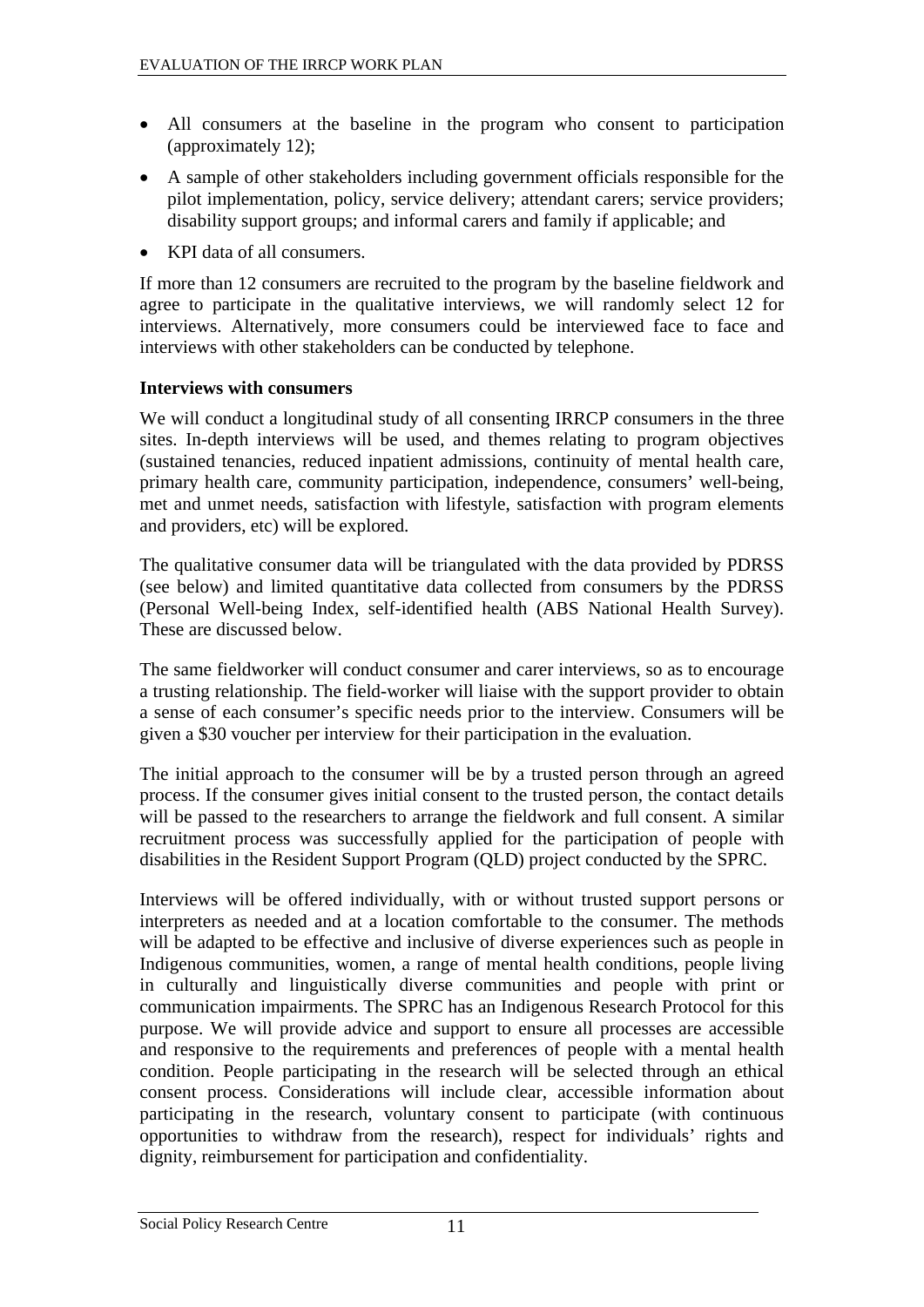- All consumers at the baseline in the program who consent to participation (approximately 12);
- A sample of other stakeholders including government officials responsible for the pilot implementation, policy, service delivery; attendant carers; service providers; disability support groups; and informal carers and family if applicable; and
- KPI data of all consumers.

If more than 12 consumers are recruited to the program by the baseline fieldwork and agree to participate in the qualitative interviews, we will randomly select 12 for interviews. Alternatively, more consumers could be interviewed face to face and interviews with other stakeholders can be conducted by telephone.

**Interviews with consumers**

We will conduct a longitudinal study of all consenting IRRCP consumers in the three sites. In-depth interviews will be used, and themes relating to program objectives (sustained tenancies, reduced inpatient admissions, continuity of mental health care, primary health care, community participation, independence, consumers' well-being, met and unmet needs, satisfaction with lifestyle, satisfaction with program elements and providers, etc) will be explored.

The qualitative consumer data will be triangulated with the data provided by PDRSS (see below) and limited quantitative data collected from consumers by the PDRSS (Personal Well-being Index, self-identified health (ABS National Health Survey). These are discussed below.

The same fieldworker will conduct consumer and carer interviews, so as to encourage a trusting relationship. The field-worker will liaise with the support provider to obtain a sense of each consumer's specific needs prior to the interview. Consumers will be given a $30 voucher per interview for their participation in the evaluation.

The initial approach to the consumer will be by a trusted person through an agreed process. If the consumer gives initial consent to the trusted person, the contact details will be passed to the researchers to arrange the fieldwork and full consent. A similar recruitment process was successfully applied for the participation of people with disabilities in the Resident Support Program (QLD) project conducted by the SPRC.

Interviews will be offered individually, with or without trusted support persons or interpreters as needed and at a location comfortable to the consumer. The methods will be adapted to be effective and inclusive of diverse experiences such as people in Indigenous communities, women, a range of mental health conditions, people living in culturally and linguistically diverse communities and people with print or communication impairments. The SPRC has an Indigenous Research Protocol for this purpose. We will provide advice and support to ensure all processes are accessible and responsive to the requirements and preferences of people with a mental health condition. People participating in the research will be selected through an ethical consent process. Considerations will include clear, accessible information about participating in the research, voluntary consent to participate (with continuous opportunities to withdraw from the research), respect for individuals' rights and dignity, reimbursement for participation and confidentiality.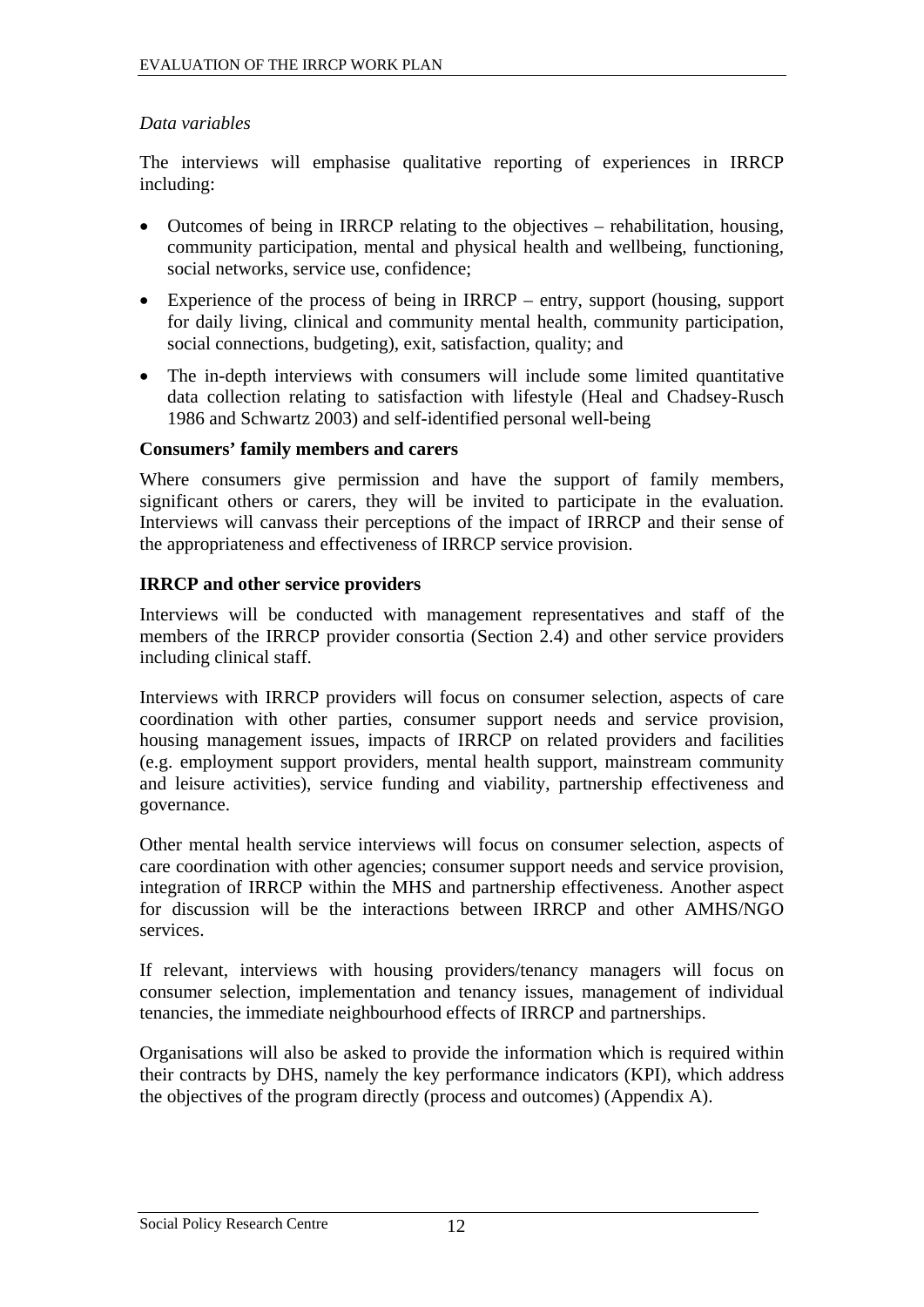*Data variables*

The interviews will emphasise qualitative reporting of experiences in IRRCP including:

- Outcomes of being in IRRCP relating to the objectives – rehabilitation, housing, community participation, mental and physical health and wellbeing, functioning, social networks, service use, confidence;
- Experience of the process of being in IRRCP – entry, support (housing, support for daily living, clinical and community mental health, community participation, social connections, budgeting), exit, satisfaction, quality; and
- The in-depth interviews with consumers will include some limited quantitative data collection relating to satisfaction with lifestyle (Heal and Chadsey-Rusch 1986 and Schwartz 2003) and self-identified personal well-being

**Consumers' family members and carers**

Where consumers give permission and have the support of family members, significant others or carers, they will be invited to participate in the evaluation. Interviews will canvass their perceptions of the impact of IRRCP and their sense of the appropriateness and effectiveness of IRRCP service provision.

**IRRCP and other service providers**

Interviews will be conducted with management representatives and staff of the members of the IRRCP provider consortia (Section 2.4) and other service providers including clinical staff.

Interviews with IRRCP providers will focus on consumer selection, aspects of care coordination with other parties, consumer support needs and service provision, housing management issues, impacts of IRRCP on related providers and facilities (e.g. employment support providers, mental health support, mainstream community and leisure activities), service funding and viability, partnership effectiveness and governance.

Other mental health service interviews will focus on consumer selection, aspects of care coordination with other agencies; consumer support needs and service provision, integration of IRRCP within the MHS and partnership effectiveness. Another aspect for discussion will be the interactions between IRRCP and other AMHS/NGO services.

If relevant, interviews with housing providers/tenancy managers will focus on consumer selection, implementation and tenancy issues, management of individual tenancies, the immediate neighbourhood effects of IRRCP and partnerships.

Organisations will also be asked to provide the information which is required within their contracts by DHS, namely the key performance indicators (KPI), which address the objectives of the program directly (process and outcomes) (Appendix A).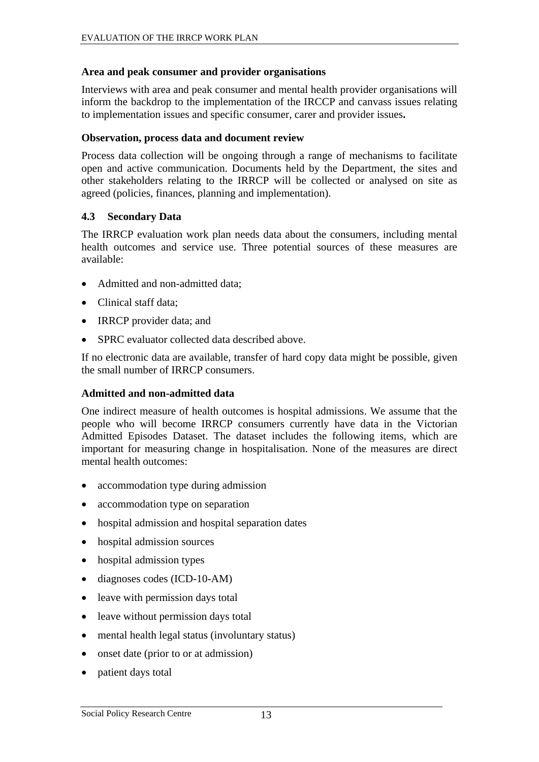**Area and peak consumer and provider organisations**

Interviews with area and peak consumer and mental health provider organisations will inform the backdrop to the implementation of the IRCCP and canvass issues relating to implementation issues and specific consumer, carer and provider issues**.**

**Observation, process data and document review**

Process data collection will be ongoing through a range of mechanisms to facilitate open and active communication. Documents held by the Department, the sites and other stakeholders relating to the IRRCP will be collected or analysed on site as agreed (policies, finances, planning and implementation).

### 4.3 Secondary Data

The IRRCP evaluation work plan needs data about the consumers, including mental health outcomes and service use. Three potential sources of these measures are available:

- Admitted and non-admitted data;
- Clinical staff data;
- IRRCP provider data; and
- SPRC evaluator collected data described above.

If no electronic data are available, transfer of hard copy data might be possible, given the small number of IRRCP consumers.

**Admitted and non-admitted data**

One indirect measure of health outcomes is hospital admissions. We assume that the people who will become IRRCP consumers currently have data in the Victorian Admitted Episodes Dataset. The dataset includes the following items, which are important for measuring change in hospitalisation. None of the measures are direct mental health outcomes:

- accommodation type during admission
- accommodation type on separation
- hospital admission and hospital separation dates
- hospital admission sources
- hospital admission types
- diagnoses codes (ICD-10-AM)
- leave with permission days total
- leave without permission days total
- mental health legal status (involuntary status)
- onset date (prior to or at admission)
- patient days total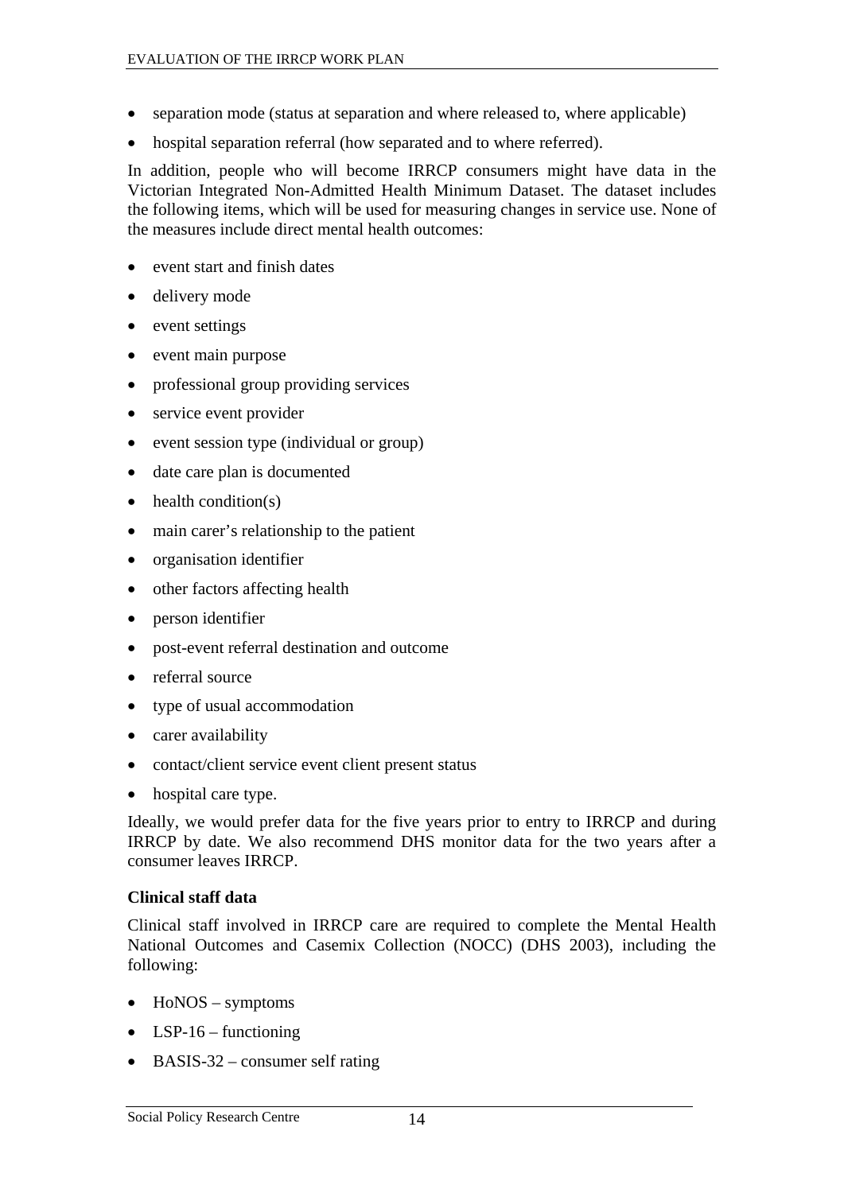- separation mode (status at separation and where released to, where applicable)
- hospital separation referral (how separated and to where referred).

In addition, people who will become IRRCP consumers might have data in the Victorian Integrated Non-Admitted Health Minimum Dataset. The dataset includes the following items, which will be used for measuring changes in service use. None of the measures include direct mental health outcomes:

- event start and finish dates
- delivery mode
- event settings
- event main purpose
- professional group providing services
- service event provider
- event session type (individual or group)
- date care plan is documented
- health condition(s)
- main carer's relationship to the patient
- organisation identifier
- other factors affecting health
- person identifier
- post-event referral destination and outcome
- referral source
- type of usual accommodation
- carer availability
- contact/client service event client present status
- hospital care type.

Ideally, we would prefer data for the five years prior to entry to IRRCP and during IRRCP by date. We also recommend DHS monitor data for the two years after a consumer leaves IRRCP.

**Clinical staff data**

Clinical staff involved in IRRCP care are required to complete the Mental Health National Outcomes and Casemix Collection (NOCC) (DHS 2003), including the following:

- HoNOS – symptoms
- LSP-16 – functioning
- BASIS-32 – consumer self rating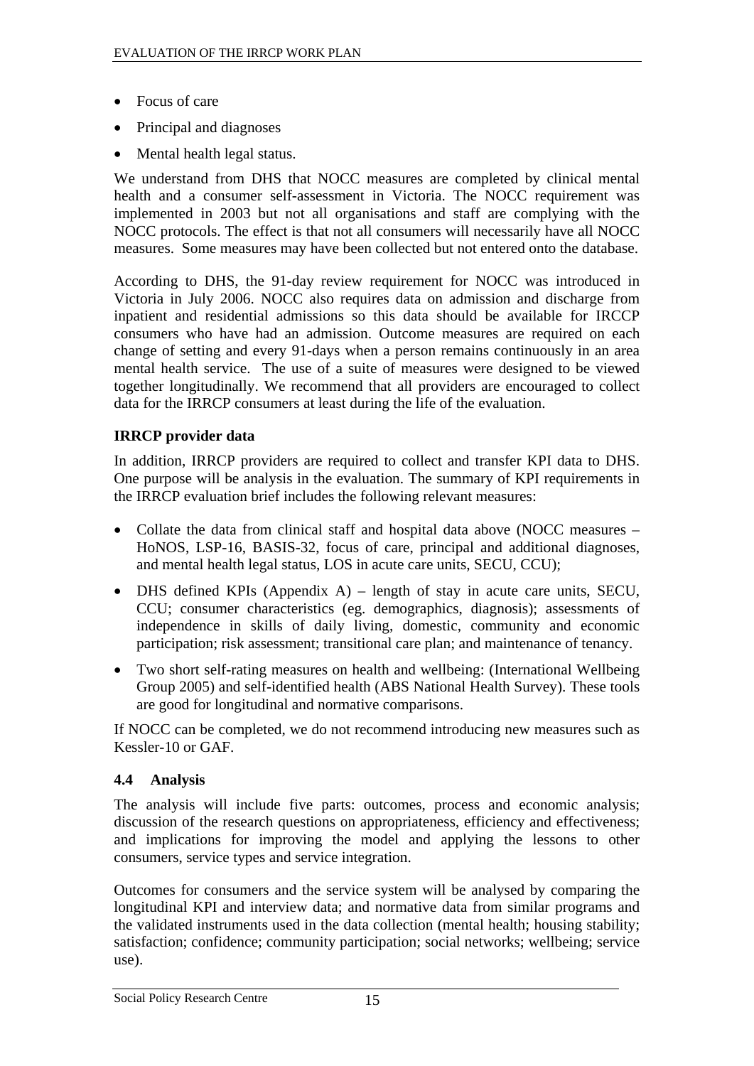- Focus of care
- Principal and diagnoses
- Mental health legal status.

We understand from DHS that NOCC measures are completed by clinical mental health and a consumer self-assessment in Victoria. The NOCC requirement was implemented in 2003 but not all organisations and staff are complying with the NOCC protocols. The effect is that not all consumers will necessarily have all NOCC measures. Some measures may have been collected but not entered onto the database.

According to DHS, the 91-day review requirement for NOCC was introduced in Victoria in July 2006. NOCC also requires data on admission and discharge from inpatient and residential admissions so this data should be available for IRCCP consumers who have had an admission. Outcome measures are required on each change of setting and every 91-days when a person remains continuously in an area mental health service. The use of a suite of measures were designed to be viewed together longitudinally. We recommend that all providers are encouraged to collect data for the IRRCP consumers at least during the life of the evaluation.

**IRRCP provider data**

In addition, IRRCP providers are required to collect and transfer KPI data to DHS. One purpose will be analysis in the evaluation. The summary of KPI requirements in the IRRCP evaluation brief includes the following relevant measures:

- Collate the data from clinical staff and hospital data above (NOCC measures – HoNOS, LSP-16, BASIS-32, focus of care, principal and additional diagnoses, and mental health legal status, LOS in acute care units, SECU, CCU);
- DHS defined KPIs (Appendix A) – length of stay in acute care units, SECU, CCU; consumer characteristics (eg. demographics, diagnosis); assessments of independence in skills of daily living, domestic, community and economic participation; risk assessment; transitional care plan; and maintenance of tenancy.
- Two short self-rating measures on health and wellbeing: (International Wellbeing Group 2005) and self-identified health (ABS National Health Survey). These tools are good for longitudinal and normative comparisons.

If NOCC can be completed, we do not recommend introducing new measures such as Kessler-10 or GAF.

### 4.4 Analysis

The analysis will include five parts: outcomes, process and economic analysis; discussion of the research questions on appropriateness, efficiency and effectiveness; and implications for improving the model and applying the lessons to other consumers, service types and service integration.

Outcomes for consumers and the service system will be analysed by comparing the longitudinal KPI and interview data; and normative data from similar programs and the validated instruments used in the data collection (mental health; housing stability; satisfaction; confidence; community participation; social networks; wellbeing; service use).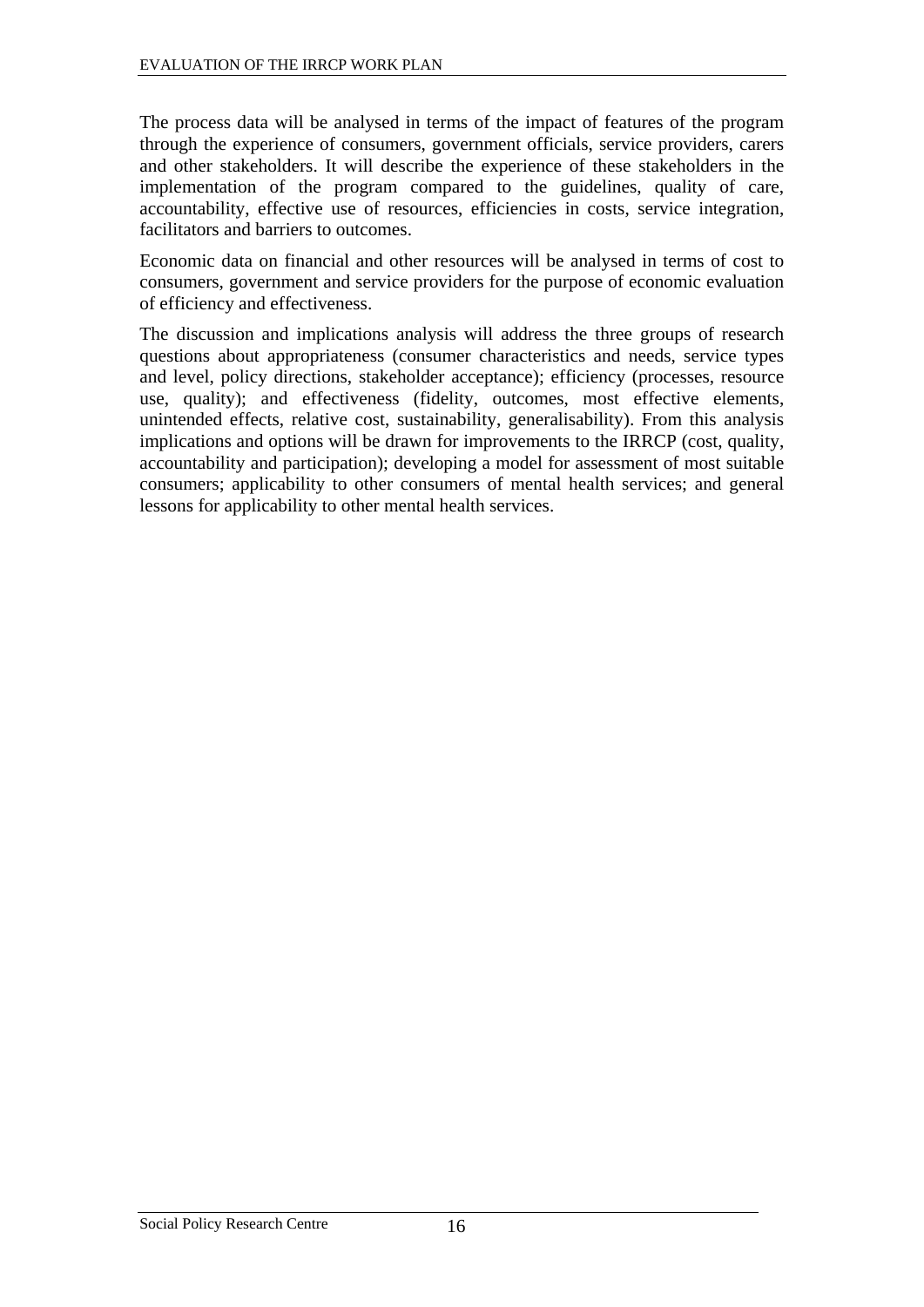The process data will be analysed in terms of the impact of features of the program through the experience of consumers, government officials, service providers, carers and other stakeholders. It will describe the experience of these stakeholders in the implementation of the program compared to the guidelines, quality of care, accountability, effective use of resources, efficiencies in costs, service integration, facilitators and barriers to outcomes.

Economic data on financial and other resources will be analysed in terms of cost to consumers, government and service providers for the purpose of economic evaluation of efficiency and effectiveness.

The discussion and implications analysis will address the three groups of research questions about appropriateness (consumer characteristics and needs, service types and level, policy directions, stakeholder acceptance); efficiency (processes, resource use, quality); and effectiveness (fidelity, outcomes, most effective elements, unintended effects, relative cost, sustainability, generalisability). From this analysis implications and options will be drawn for improvements to the IRRCP (cost, quality, accountability and participation); developing a model for assessment of most suitable consumers; applicability to other consumers of mental health services; and general lessons for applicability to other mental health services.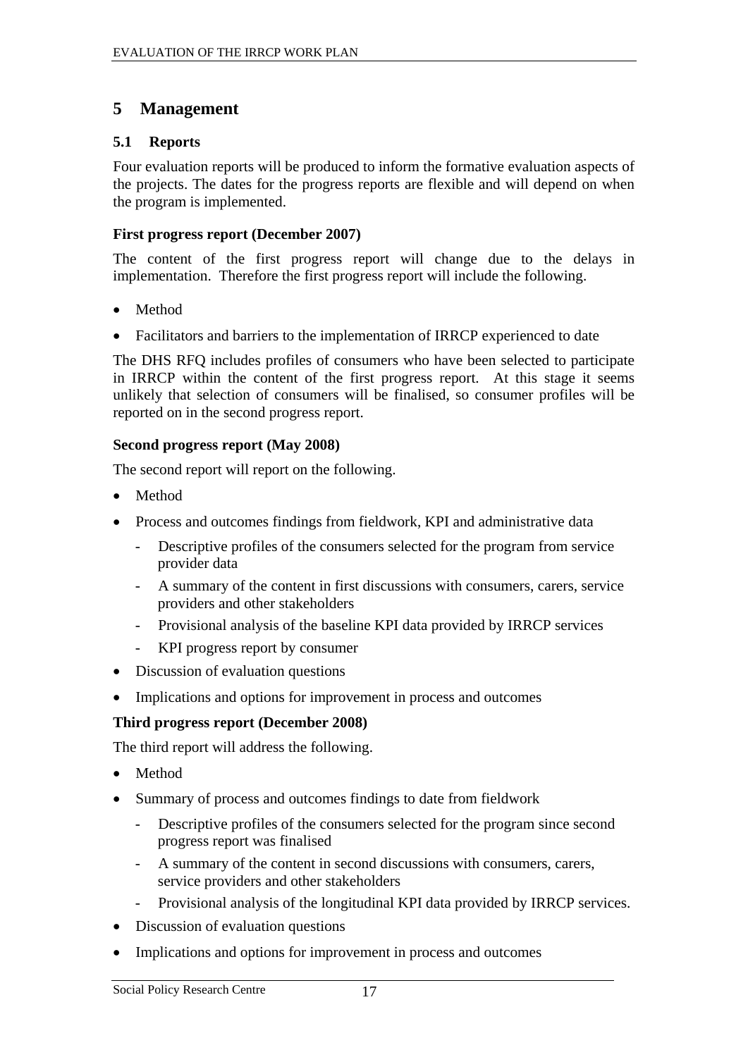# 5 Management

## 5.1 Reports

Four evaluation reports will be produced to inform the formative evaluation aspects of the projects. The dates for the progress reports are flexible and will depend on when the program is implemented.

**First progress report (December 2007)**

The content of the first progress report will change due to the delays in implementation. Therefore the first progress report will include the following.

- Method
- Facilitators and barriers to the implementation of IRRCP experienced to date

The DHS RFQ includes profiles of consumers who have been selected to participate in IRRCP within the content of the first progress report. At this stage it seems unlikely that selection of consumers will be finalised, so consumer profiles will be reported on in the second progress report.

**Second progress report (May 2008)**

The second report will report on the following.

- Method
- Process and outcomes findings from fieldwork, KPI and administrative data
  - Descriptive profiles of the consumers selected for the program from service provider data
  - A summary of the content in first discussions with consumers, carers, service providers and other stakeholders
  - Provisional analysis of the baseline KPI data provided by IRRCP services
  - KPI progress report by consumer
- Discussion of evaluation questions
- Implications and options for improvement in process and outcomes

**Third progress report (December 2008)**

The third report will address the following.

- Method
- Summary of process and outcomes findings to date from fieldwork
  - Descriptive profiles of the consumers selected for the program since second progress report was finalised
  - A summary of the content in second discussions with consumers, carers, service providers and other stakeholders
  - Provisional analysis of the longitudinal KPI data provided by IRRCP services.
- Discussion of evaluation questions
- Implications and options for improvement in process and outcomes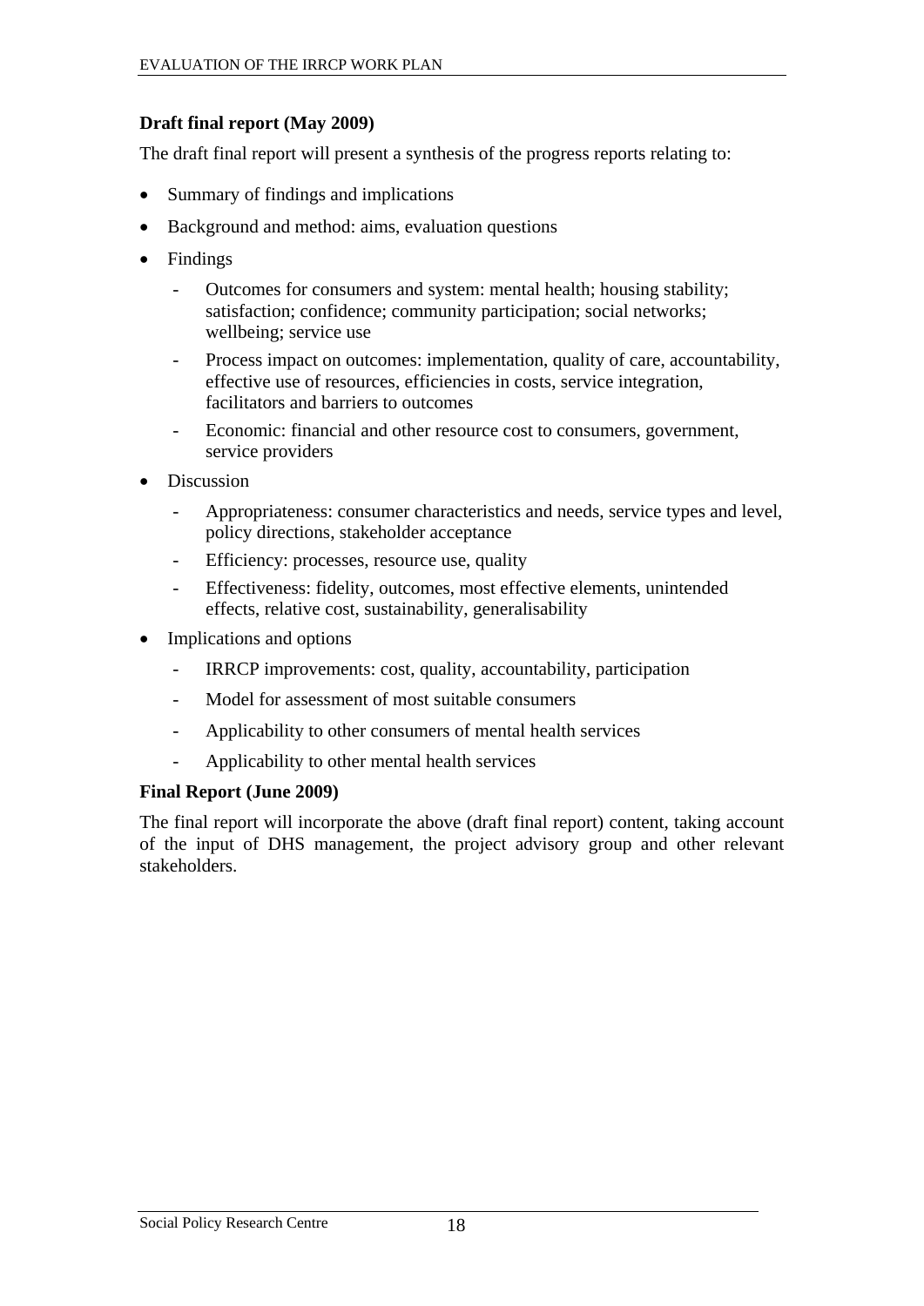**Draft final report (May 2009)**

The draft final report will present a synthesis of the progress reports relating to:

- Summary of findings and implications
- Background and method: aims, evaluation questions
- Findings
    - Outcomes for consumers and system: mental health; housing stability; satisfaction; confidence; community participation; social networks; wellbeing; service use
    - Process impact on outcomes: implementation, quality of care, accountability, effective use of resources, efficiencies in costs, service integration, facilitators and barriers to outcomes
    - Economic: financial and other resource cost to consumers, government, service providers
- Discussion
    - Appropriateness: consumer characteristics and needs, service types and level, policy directions, stakeholder acceptance
    - Efficiency: processes, resource use, quality
    - Effectiveness: fidelity, outcomes, most effective elements, unintended effects, relative cost, sustainability, generalisability
- Implications and options
    - IRRCP improvements: cost, quality, accountability, participation
    - Model for assessment of most suitable consumers
    - Applicability to other consumers of mental health services
    - Applicability to other mental health services

**Final Report (June 2009)**

The final report will incorporate the above (draft final report) content, taking account of the input of DHS management, the project advisory group and other relevant stakeholders.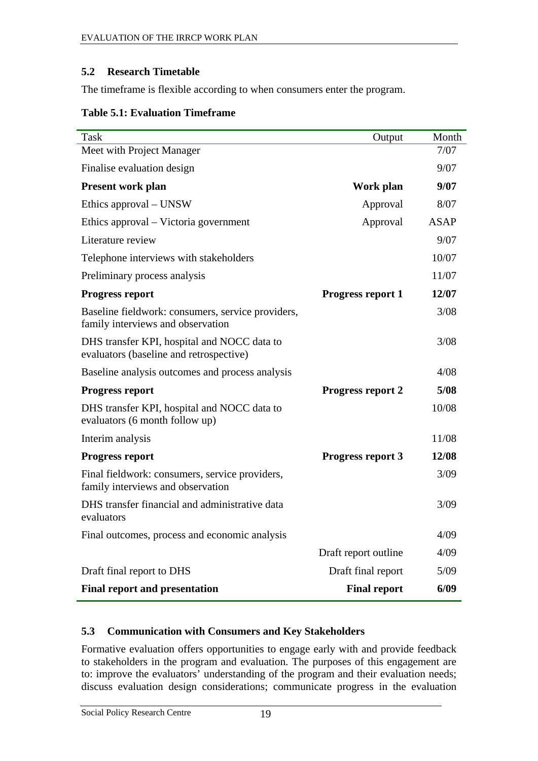## 5.2 Research Timetable

The timeframe is flexible according to when consumers enter the program.

**Table 5.1: Evaluation Timeframe**

| Task | Output | Month |
|---|---|---|
| Meet with Project Manager | | 7/07 |
| Finalise evaluation design | | 9/07 |
| **Present work plan** | **Work plan** | **9/07** |
| Ethics approval – UNSW | Approval | 8/07 |
| Ethics approval – Victoria government | Approval | ASAP |
| Literature review | | 9/07 |
| Telephone interviews with stakeholders | | 10/07 |
| Preliminary process analysis | | 11/07 |
| **Progress report** | **Progress report 1** | **12/07** |
| Baseline fieldwork: consumers, service providers, family interviews and observation | | 3/08 |
| DHS transfer KPI, hospital and NOCC data to evaluators (baseline and retrospective) | | 3/08 |
| Baseline analysis outcomes and process analysis | | 4/08 |
| **Progress report** | **Progress report 2** | **5/08** |
| DHS transfer KPI, hospital and NOCC data to evaluators (6 month follow up) | | 10/08 |
| Interim analysis | | 11/08 |
| **Progress report** | **Progress report 3** | **12/08** |
| Final fieldwork: consumers, service providers, family interviews and observation | | 3/09 |
| DHS transfer financial and administrative data evaluators | | 3/09 |
| Final outcomes, process and economic analysis | | 4/09 |
| | Draft report outline | 4/09 |
| Draft final report to DHS | Draft final report | 5/09 |
| **Final report and presentation** | **Final report** | **6/09** |

## 5.3 Communication with Consumers and Key Stakeholders

Formative evaluation offers opportunities to engage early with and provide feedback to stakeholders in the program and evaluation. The purposes of this engagement are to: improve the evaluators' understanding of the program and their evaluation needs; discuss evaluation design considerations; communicate progress in the evaluation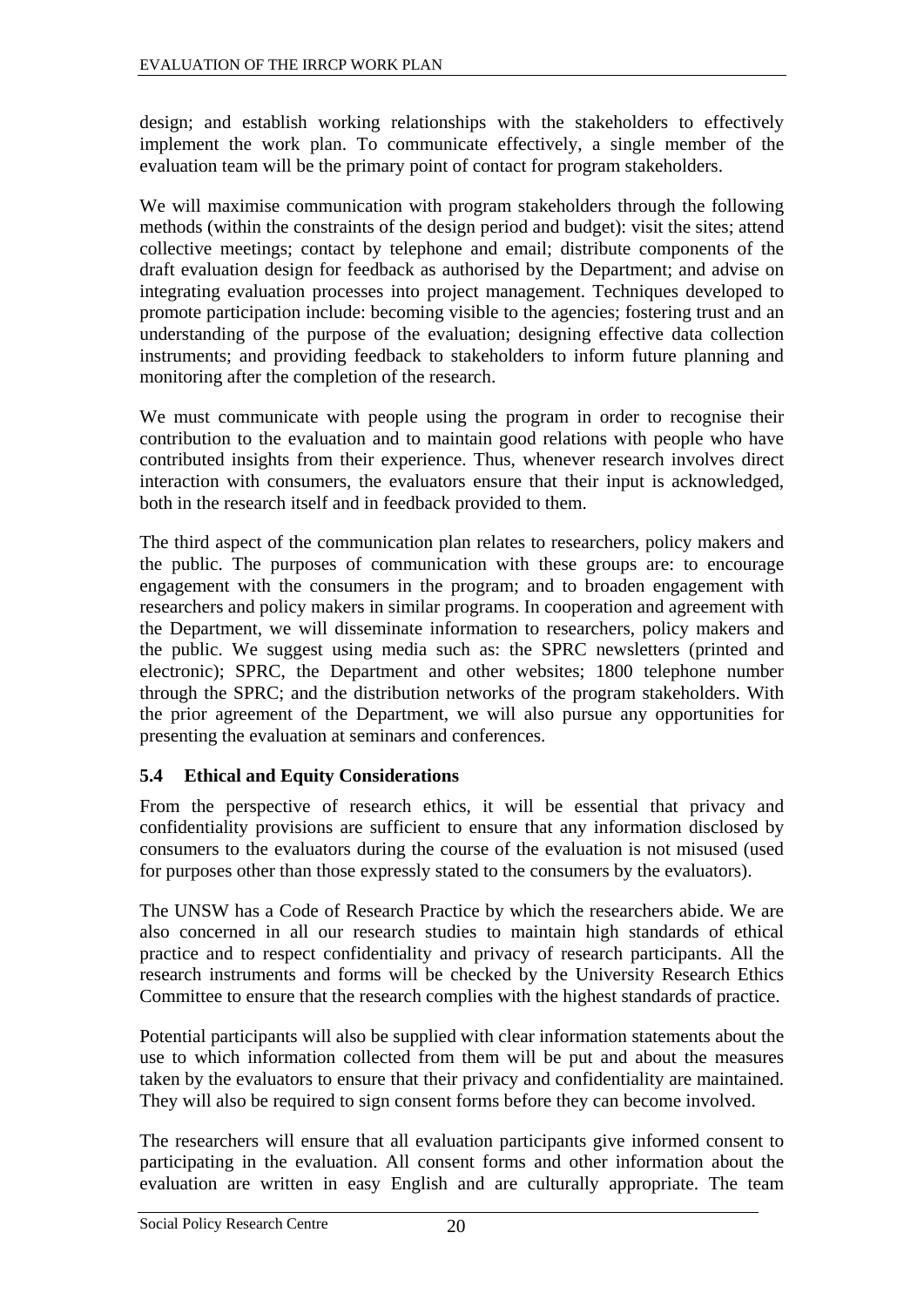design; and establish working relationships with the stakeholders to effectively implement the work plan. To communicate effectively, a single member of the evaluation team will be the primary point of contact for program stakeholders.

We will maximise communication with program stakeholders through the following methods (within the constraints of the design period and budget): visit the sites; attend collective meetings; contact by telephone and email; distribute components of the draft evaluation design for feedback as authorised by the Department; and advise on integrating evaluation processes into project management. Techniques developed to promote participation include: becoming visible to the agencies; fostering trust and an understanding of the purpose of the evaluation; designing effective data collection instruments; and providing feedback to stakeholders to inform future planning and monitoring after the completion of the research.

We must communicate with people using the program in order to recognise their contribution to the evaluation and to maintain good relations with people who have contributed insights from their experience. Thus, whenever research involves direct interaction with consumers, the evaluators ensure that their input is acknowledged, both in the research itself and in feedback provided to them.

The third aspect of the communication plan relates to researchers, policy makers and the public. The purposes of communication with these groups are: to encourage engagement with the consumers in the program; and to broaden engagement with researchers and policy makers in similar programs. In cooperation and agreement with the Department, we will disseminate information to researchers, policy makers and the public. We suggest using media such as: the SPRC newsletters (printed and electronic); SPRC, the Department and other websites; 1800 telephone number through the SPRC; and the distribution networks of the program stakeholders. With the prior agreement of the Department, we will also pursue any opportunities for presenting the evaluation at seminars and conferences.

### 5.4 Ethical and Equity Considerations

From the perspective of research ethics, it will be essential that privacy and confidentiality provisions are sufficient to ensure that any information disclosed by consumers to the evaluators during the course of the evaluation is not misused (used for purposes other than those expressly stated to the consumers by the evaluators).

The UNSW has a Code of Research Practice by which the researchers abide. We are also concerned in all our research studies to maintain high standards of ethical practice and to respect confidentiality and privacy of research participants. All the research instruments and forms will be checked by the University Research Ethics Committee to ensure that the research complies with the highest standards of practice.

Potential participants will also be supplied with clear information statements about the use to which information collected from them will be put and about the measures taken by the evaluators to ensure that their privacy and confidentiality are maintained. They will also be required to sign consent forms before they can become involved.

The researchers will ensure that all evaluation participants give informed consent to participating in the evaluation. All consent forms and other information about the evaluation are written in easy English and are culturally appropriate. The team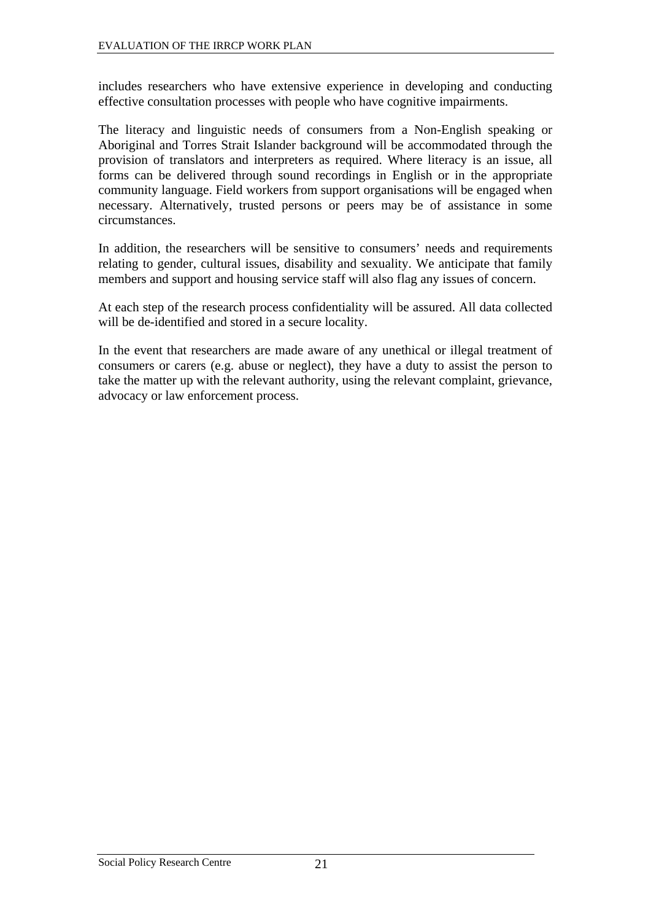includes researchers who have extensive experience in developing and conducting effective consultation processes with people who have cognitive impairments.

The literacy and linguistic needs of consumers from a Non-English speaking or Aboriginal and Torres Strait Islander background will be accommodated through the provision of translators and interpreters as required. Where literacy is an issue, all forms can be delivered through sound recordings in English or in the appropriate community language. Field workers from support organisations will be engaged when necessary. Alternatively, trusted persons or peers may be of assistance in some circumstances.

In addition, the researchers will be sensitive to consumers' needs and requirements relating to gender, cultural issues, disability and sexuality. We anticipate that family members and support and housing service staff will also flag any issues of concern.

At each step of the research process confidentiality will be assured. All data collected will be de-identified and stored in a secure locality.

In the event that researchers are made aware of any unethical or illegal treatment of consumers or carers (e.g. abuse or neglect), they have a duty to assist the person to take the matter up with the relevant authority, using the relevant complaint, grievance, advocacy or law enforcement process.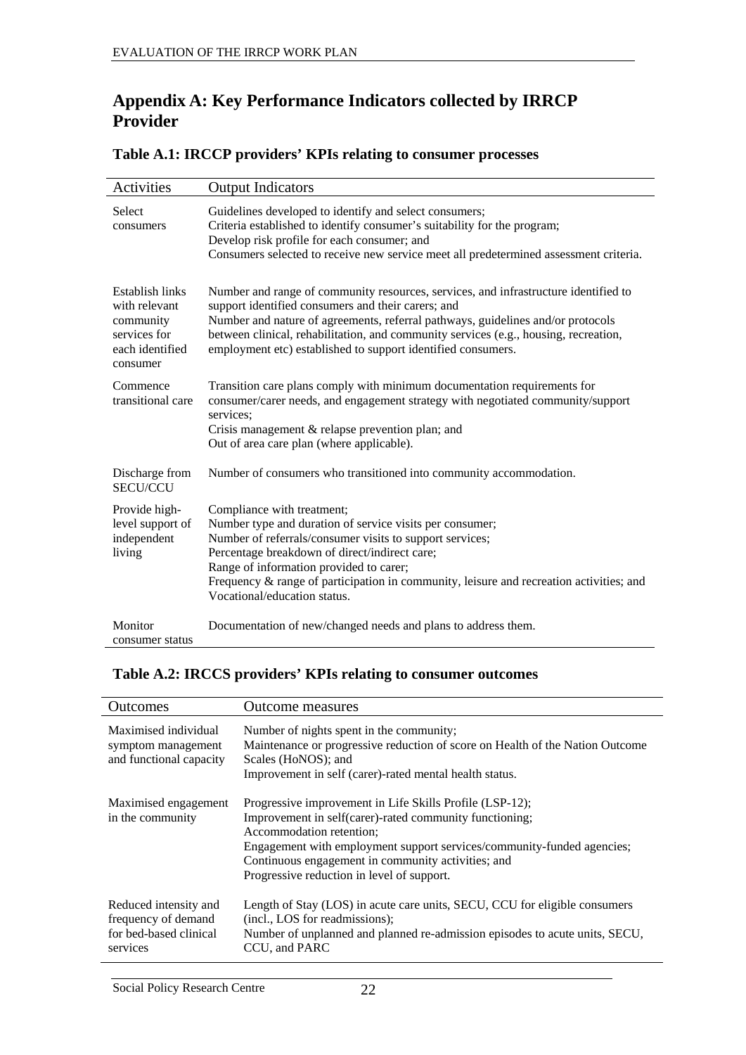## Appendix A: Key Performance Indicators collected by IRRCP Provider

### Table A.1: IRCCP providers' KPIs relating to consumer processes

| Activities | Output Indicators |
|---|---|
| Select consumers | Guidelines developed to identify and select consumers;<br>Criteria established to identify consumer's suitability for the program;<br>Develop risk profile for each consumer; and<br>Consumers selected to receive new service meet all predetermined assessment criteria. |
| Establish links with relevant community services for each identified consumer | Number and range of community resources, services, and infrastructure identified to support identified consumers and their carers; and<br>Number and nature of agreements, referral pathways, guidelines and/or protocols between clinical, rehabilitation, and community services (e.g., housing, recreation, employment etc) established to support identified consumers. |
| Commence transitional care | Transition care plans comply with minimum documentation requirements for consumer/carer needs, and engagement strategy with negotiated community/support services;<br>Crisis management & relapse prevention plan; and<br>Out of area care plan (where applicable). |
| Discharge from SECU/CCU | Number of consumers who transitioned into community accommodation. |
| Provide high-level support of independent living | Compliance with treatment;<br>Number type and duration of service visits per consumer;<br>Number of referrals/consumer visits to support services;<br>Percentage breakdown of direct/indirect care;<br>Range of information provided to carer;<br>Frequency & range of participation in community, leisure and recreation activities; and<br>Vocational/education status. |
| Monitor consumer status | Documentation of new/changed needs and plans to address them. |

### Table A.2: IRCCS providers' KPIs relating to consumer outcomes

| Outcomes | Outcome measures |
|---|---|
| Maximised individual symptom management and functional capacity | Number of nights spent in the community;<br>Maintenance or progressive reduction of score on Health of the Nation Outcome Scales (HoNOS); and<br>Improvement in self (carer)-rated mental health status. |
| Maximised engagement in the community | Progressive improvement in Life Skills Profile (LSP-12);<br>Improvement in self(carer)-rated community functioning;<br>Accommodation retention;<br>Engagement with employment support services/community-funded agencies;<br>Continuous engagement in community activities; and<br>Progressive reduction in level of support. |
| Reduced intensity and frequency of demand for bed-based clinical services | Length of Stay (LOS) in acute care units, SECU, CCU for eligible consumers (incl., LOS for readmissions);<br>Number of unplanned and planned re-admission episodes to acute units, SECU, CCU, and PARC |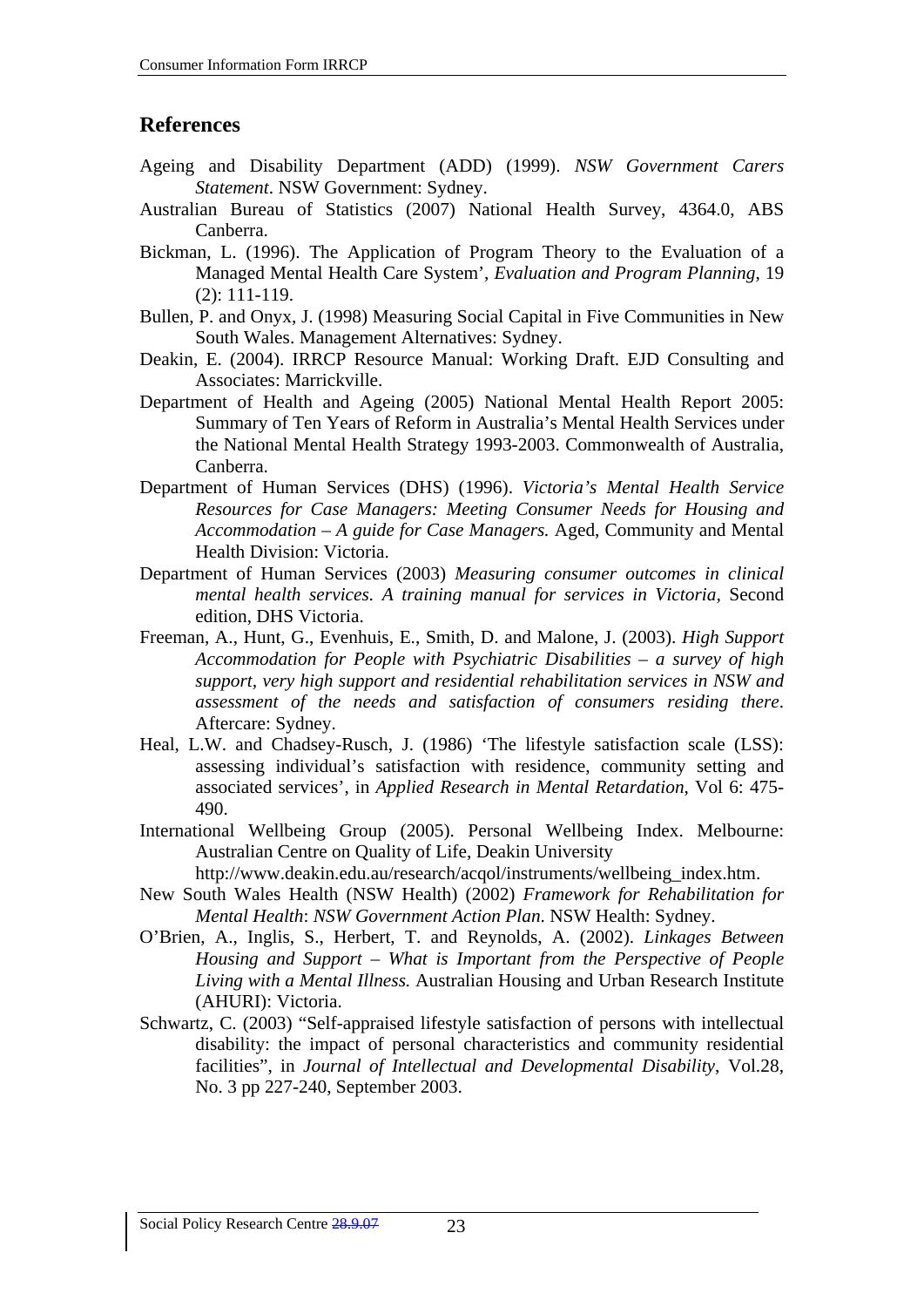## References

Ageing and Disability Department (ADD) (1999). *NSW Government Carers Statement*. NSW Government: Sydney.

Australian Bureau of Statistics (2007) National Health Survey, 4364.0, ABS Canberra.

Bickman, L. (1996). The Application of Program Theory to the Evaluation of a Managed Mental Health Care System', *Evaluation and Program Planning*, 19 (2): 111-119.

Bullen, P. and Onyx, J. (1998) Measuring Social Capital in Five Communities in New South Wales. Management Alternatives: Sydney.

Deakin, E. (2004). IRRCP Resource Manual: Working Draft. EJD Consulting and Associates: Marrickville.

Department of Health and Ageing (2005) National Mental Health Report 2005: Summary of Ten Years of Reform in Australia's Mental Health Services under the National Mental Health Strategy 1993-2003. Commonwealth of Australia, Canberra.

Department of Human Services (DHS) (1996). *Victoria's Mental Health Service Resources for Case Managers: Meeting Consumer Needs for Housing and Accommodation – A guide for Case Managers.* Aged, Community and Mental Health Division: Victoria.

Department of Human Services (2003) *Measuring consumer outcomes in clinical mental health services. A training manual for services in Victoria*, Second edition, DHS Victoria.

Freeman, A., Hunt, G., Evenhuis, E., Smith, D. and Malone, J. (2003). *High Support Accommodation for People with Psychiatric Disabilities – a survey of high support, very high support and residential rehabilitation services in NSW and assessment of the needs and satisfaction of consumers residing there*. Aftercare: Sydney.

Heal, L.W. and Chadsey-Rusch, J. (1986) 'The lifestyle satisfaction scale (LSS): assessing individual's satisfaction with residence, community setting and associated services', in *Applied Research in Mental Retardation*, Vol 6: 475-490.

International Wellbeing Group (2005). Personal Wellbeing Index. Melbourne: Australian Centre on Quality of Life, Deakin University http://www.deakin.edu.au/research/acqol/instruments/wellbeing_index.htm.

New South Wales Health (NSW Health) (2002) *Framework for Rehabilitation for Mental Health*: *NSW Government Action Plan*. NSW Health: Sydney.

O'Brien, A., Inglis, S., Herbert, T. and Reynolds, A. (2002). *Linkages Between Housing and Support – What is Important from the Perspective of People Living with a Mental Illness.* Australian Housing and Urban Research Institute (AHURI): Victoria.

Schwartz, C. (2003) "Self-appraised lifestyle satisfaction of persons with intellectual disability: the impact of personal characteristics and community residential facilities", in *Journal of Intellectual and Developmental Disability*, Vol.28, No. 3 pp 227-240, September 2003.